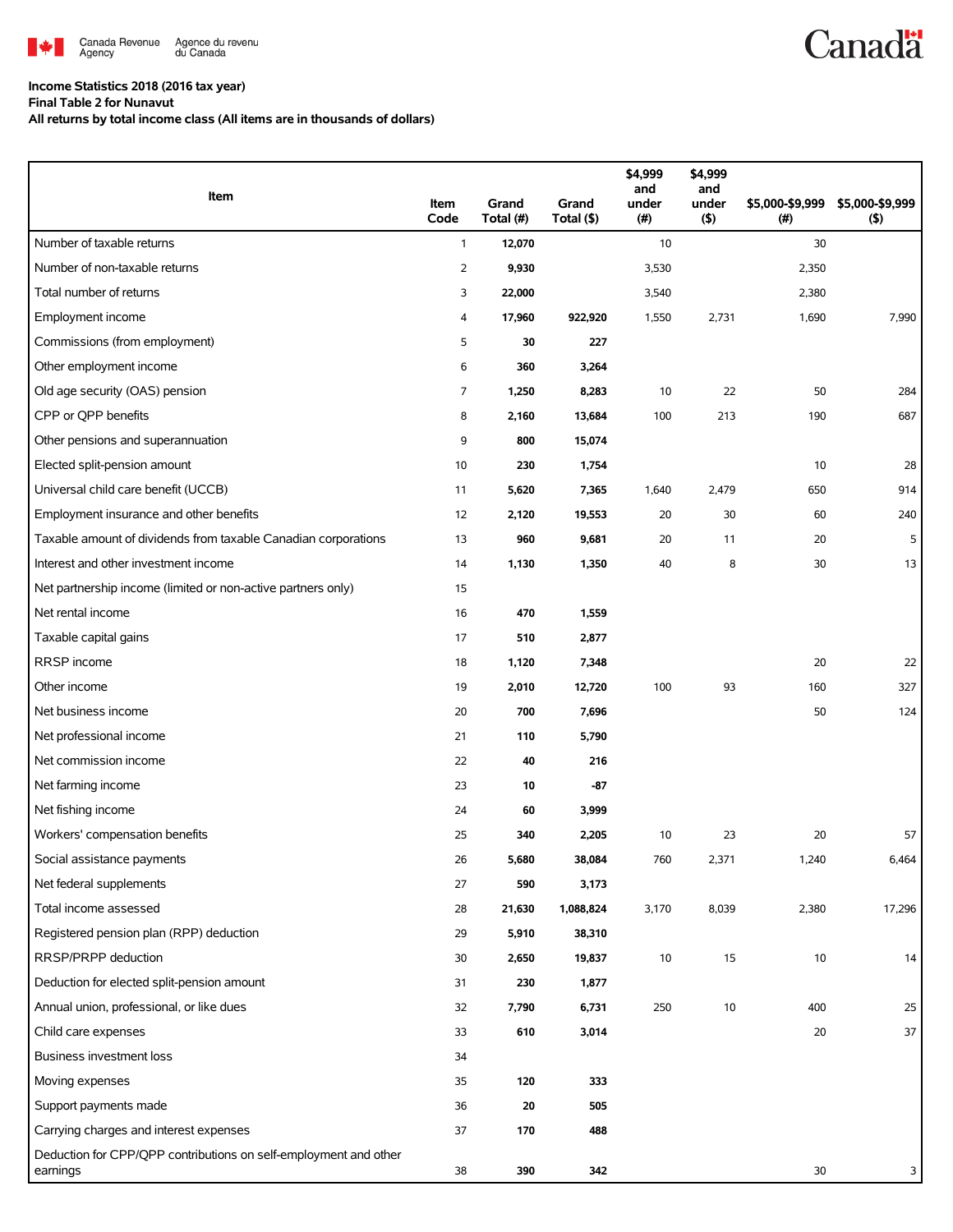Canada Revenue Agency / Agence du revenu du Canada

Canada

**Income Statistics 2018 (2016 tax year)**
**Final Table 2 for Nunavut**
**All returns by total income class (All items are in thousands of dollars)**

| Item | Item Code | Grand Total (#) | Grand Total ($) | $4,999 and under (#) | $4,999 and under ($) | $5,000-$9,999 (#) | $5,000-$9,999 ($) |
|---|---|---|---|---|---|---|---|
| Number of taxable returns | 1 | **12,070** | | 10 | | 30 | |
| Number of non-taxable returns | 2 | **9,930** | | 3,530 | | 2,350 | |
| Total number of returns | 3 | **22,000** | | 3,540 | | 2,380 | |
| Employment income | 4 | **17,960** | **922,920** | 1,550 | 2,731 | 1,690 | 7,990 |
| Commissions (from employment) | 5 | **30** | **227** | | | | |
| Other employment income | 6 | **360** | **3,264** | | | | |
| Old age security (OAS) pension | 7 | **1,250** | **8,283** | 10 | 22 | 50 | 284 |
| CPP or QPP benefits | 8 | **2,160** | **13,684** | 100 | 213 | 190 | 687 |
| Other pensions and superannuation | 9 | **800** | **15,074** | | | | |
| Elected split-pension amount | 10 | **230** | **1,754** | | | 10 | 28 |
| Universal child care benefit (UCCB) | 11 | **5,620** | **7,365** | 1,640 | 2,479 | 650 | 914 |
| Employment insurance and other benefits | 12 | **2,120** | **19,553** | 20 | 30 | 60 | 240 |
| Taxable amount of dividends from taxable Canadian corporations | 13 | **960** | **9,681** | 20 | 11 | 20 | 5 |
| Interest and other investment income | 14 | **1,130** | **1,350** | 40 | 8 | 30 | 13 |
| Net partnership income (limited or non-active partners only) | 15 | | | | | | |
| Net rental income | 16 | **470** | **1,559** | | | | |
| Taxable capital gains | 17 | **510** | **2,877** | | | | |
| RRSP income | 18 | **1,120** | **7,348** | | | 20 | 22 |
| Other income | 19 | **2,010** | **12,720** | 100 | 93 | 160 | 327 |
| Net business income | 20 | **700** | **7,696** | | | 50 | 124 |
| Net professional income | 21 | **110** | **5,790** | | | | |
| Net commission income | 22 | **40** | **216** | | | | |
| Net farming income | 23 | **10** | **-87** | | | | |
| Net fishing income | 24 | **60** | **3,999** | | | | |
| Workers' compensation benefits | 25 | **340** | **2,205** | 10 | 23 | 20 | 57 |
| Social assistance payments | 26 | **5,680** | **38,084** | 760 | 2,371 | 1,240 | 6,464 |
| Net federal supplements | 27 | **590** | **3,173** | | | | |
| Total income assessed | 28 | **21,630** | **1,088,824** | 3,170 | 8,039 | 2,380 | 17,296 |
| Registered pension plan (RPP) deduction | 29 | **5,910** | **38,310** | | | | |
| RRSP/PRPP deduction | 30 | **2,650** | **19,837** | 10 | 15 | 10 | 14 |
| Deduction for elected split-pension amount | 31 | **230** | **1,877** | | | | |
| Annual union, professional, or like dues | 32 | **7,790** | **6,731** | 250 | 10 | 400 | 25 |
| Child care expenses | 33 | **610** | **3,014** | | | 20 | 37 |
| Business investment loss | 34 | | | | | | |
| Moving expenses | 35 | **120** | **333** | | | | |
| Support payments made | 36 | **20** | **505** | | | | |
| Carrying charges and interest expenses | 37 | **170** | **488** | | | | |
| Deduction for CPP/QPP contributions on self-employment and other earnings | 38 | **390** | **342** | | | 30 | 3 |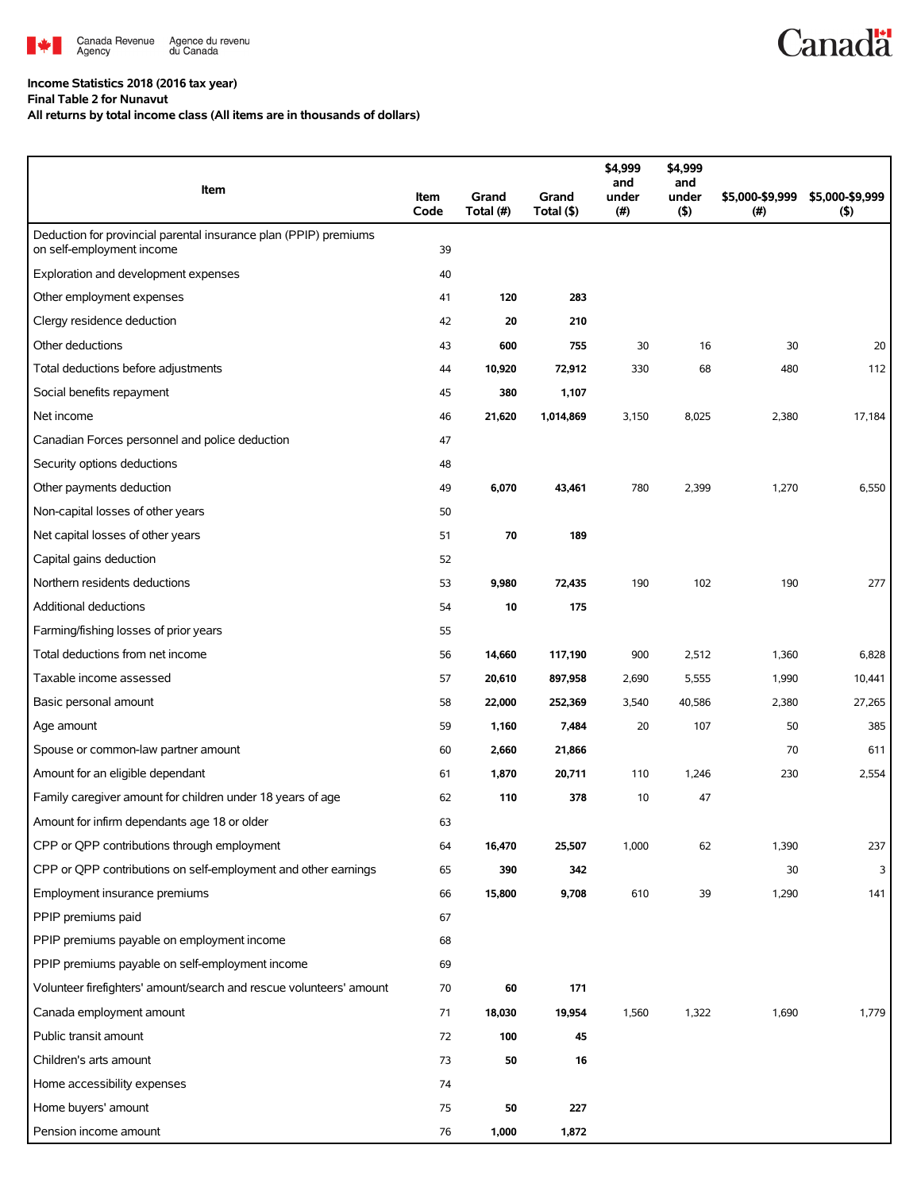**Income Statistics 2018 (2016 tax year)**
**Final Table 2 for Nunavut**
**All returns by total income class (All items are in thousands of dollars)**

| Item | Item Code | Grand Total (#) | Grand Total ($) | $4,999 and under (#) | $4,999 and under ($) | $5,000-$9,999 (#) | $5,000-$9,999 ($) |
|---|---|---|---|---|---|---|---|
| Deduction for provincial parental insurance plan (PPIP) premiums on self-employment income | 39 | | | | | | |
| Exploration and development expenses | 40 | | | | | | |
| Other employment expenses | 41 | **120** | **283** | | | | |
| Clergy residence deduction | 42 | **20** | **210** | | | | |
| Other deductions | 43 | **600** | **755** | 30 | 16 | 30 | 20 |
| Total deductions before adjustments | 44 | **10,920** | **72,912** | 330 | 68 | 480 | 112 |
| Social benefits repayment | 45 | **380** | **1,107** | | | | |
| Net income | 46 | **21,620** | **1,014,869** | 3,150 | 8,025 | 2,380 | 17,184 |
| Canadian Forces personnel and police deduction | 47 | | | | | | |
| Security options deductions | 48 | | | | | | |
| Other payments deduction | 49 | **6,070** | **43,461** | 780 | 2,399 | 1,270 | 6,550 |
| Non-capital losses of other years | 50 | | | | | | |
| Net capital losses of other years | 51 | **70** | **189** | | | | |
| Capital gains deduction | 52 | | | | | | |
| Northern residents deductions | 53 | **9,980** | **72,435** | 190 | 102 | 190 | 277 |
| Additional deductions | 54 | **10** | **175** | | | | |
| Farming/fishing losses of prior years | 55 | | | | | | |
| Total deductions from net income | 56 | **14,660** | **117,190** | 900 | 2,512 | 1,360 | 6,828 |
| Taxable income assessed | 57 | **20,610** | **897,958** | 2,690 | 5,555 | 1,990 | 10,441 |
| Basic personal amount | 58 | **22,000** | **252,369** | 3,540 | 40,586 | 2,380 | 27,265 |
| Age amount | 59 | **1,160** | **7,484** | 20 | 107 | 50 | 385 |
| Spouse or common-law partner amount | 60 | **2,660** | **21,866** | | | 70 | 611 |
| Amount for an eligible dependant | 61 | **1,870** | **20,711** | 110 | 1,246 | 230 | 2,554 |
| Family caregiver amount for children under 18 years of age | 62 | **110** | **378** | 10 | 47 | | |
| Amount for infirm dependants age 18 or older | 63 | | | | | | |
| CPP or QPP contributions through employment | 64 | **16,470** | **25,507** | 1,000 | 62 | 1,390 | 237 |
| CPP or QPP contributions on self-employment and other earnings | 65 | **390** | **342** | | | 30 | 3 |
| Employment insurance premiums | 66 | **15,800** | **9,708** | 610 | 39 | 1,290 | 141 |
| PPIP premiums paid | 67 | | | | | | |
| PPIP premiums payable on employment income | 68 | | | | | | |
| PPIP premiums payable on self-employment income | 69 | | | | | | |
| Volunteer firefighters' amount/search and rescue volunteers' amount | 70 | **60** | **171** | | | | |
| Canada employment amount | 71 | **18,030** | **19,954** | 1,560 | 1,322 | 1,690 | 1,779 |
| Public transit amount | 72 | **100** | **45** | | | | |
| Children's arts amount | 73 | **50** | **16** | | | | |
| Home accessibility expenses | 74 | | | | | | |
| Home buyers' amount | 75 | **50** | **227** | | | | |
| Pension income amount | 76 | **1,000** | **1,872** | | | | |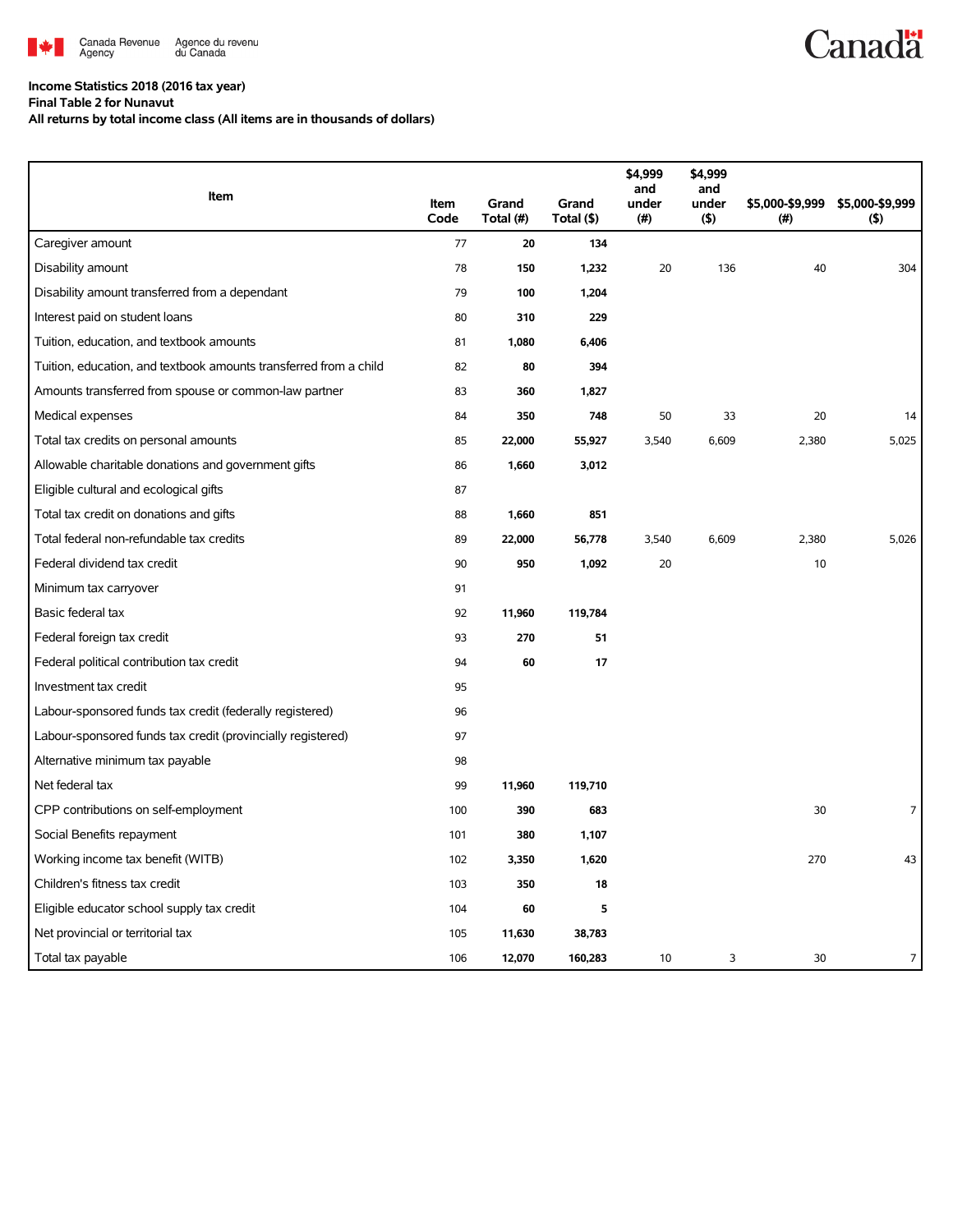**Income Statistics 2018 (2016 tax year)**
**Final Table 2 for Nunavut**
**All returns by total income class (All items are in thousands of dollars)**

| Item | Item Code | Grand Total (#) | Grand Total ($) | $4,999 and under (#) | $4,999 and under ($) | $5,000-$9,999 (#) | $5,000-$9,999 ($) |
|---|---|---|---|---|---|---|---|
| Caregiver amount | 77 | **20** | **134** | | | | |
| Disability amount | 78 | **150** | **1,232** | 20 | 136 | 40 | 304 |
| Disability amount transferred from a dependant | 79 | **100** | **1,204** | | | | |
| Interest paid on student loans | 80 | **310** | **229** | | | | |
| Tuition, education, and textbook amounts | 81 | **1,080** | **6,406** | | | | |
| Tuition, education, and textbook amounts transferred from a child | 82 | **80** | **394** | | | | |
| Amounts transferred from spouse or common-law partner | 83 | **360** | **1,827** | | | | |
| Medical expenses | 84 | **350** | **748** | 50 | 33 | 20 | 14 |
| Total tax credits on personal amounts | 85 | **22,000** | **55,927** | 3,540 | 6,609 | 2,380 | 5,025 |
| Allowable charitable donations and government gifts | 86 | **1,660** | **3,012** | | | | |
| Eligible cultural and ecological gifts | 87 | | | | | | |
| Total tax credit on donations and gifts | 88 | **1,660** | **851** | | | | |
| Total federal non-refundable tax credits | 89 | **22,000** | **56,778** | 3,540 | 6,609 | 2,380 | 5,026 |
| Federal dividend tax credit | 90 | **950** | **1,092** | 20 | | 10 | |
| Minimum tax carryover | 91 | | | | | | |
| Basic federal tax | 92 | **11,960** | **119,784** | | | | |
| Federal foreign tax credit | 93 | **270** | **51** | | | | |
| Federal political contribution tax credit | 94 | **60** | **17** | | | | |
| Investment tax credit | 95 | | | | | | |
| Labour-sponsored funds tax credit (federally registered) | 96 | | | | | | |
| Labour-sponsored funds tax credit (provincially registered) | 97 | | | | | | |
| Alternative minimum tax payable | 98 | | | | | | |
| Net federal tax | 99 | **11,960** | **119,710** | | | | |
| CPP contributions on self-employment | 100 | **390** | **683** | | | 30 | 7 |
| Social Benefits repayment | 101 | **380** | **1,107** | | | | |
| Working income tax benefit (WITB) | 102 | **3,350** | **1,620** | | | 270 | 43 |
| Children's fitness tax credit | 103 | **350** | **18** | | | | |
| Eligible educator school supply tax credit | 104 | **60** | **5** | | | | |
| Net provincial or territorial tax | 105 | **11,630** | **38,783** | | | | |
| Total tax payable | 106 | **12,070** | **160,283** | 10 | 3 | 30 | 7 |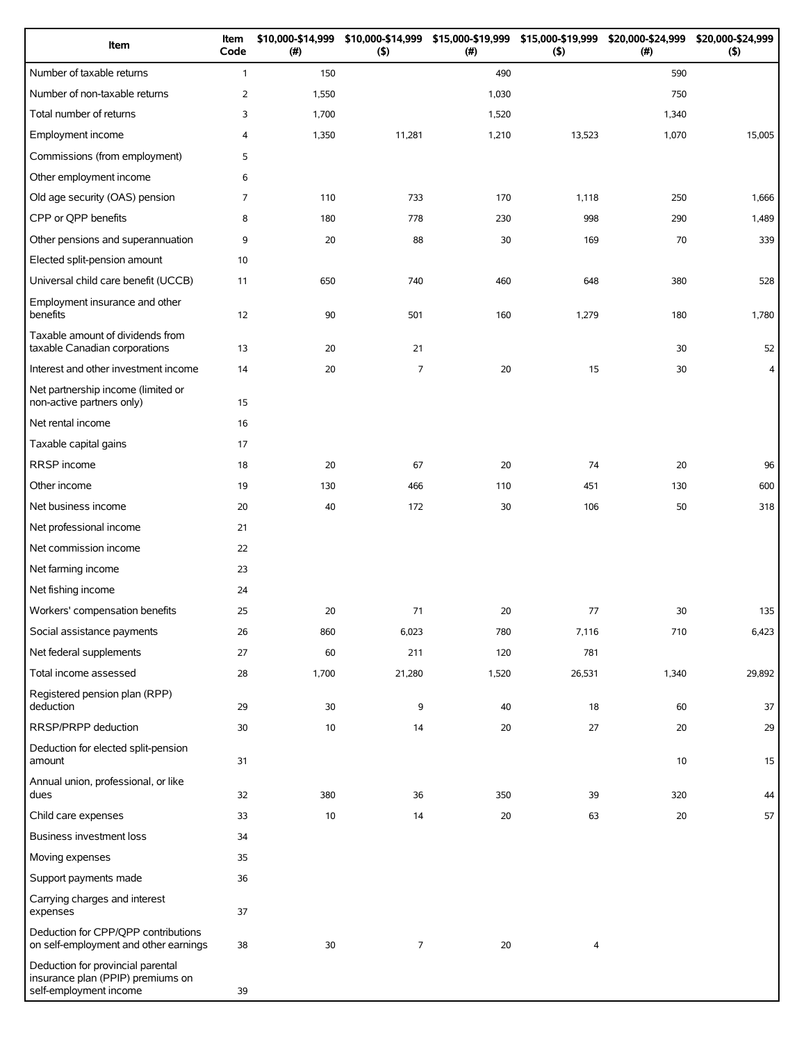| Item | Item Code | $10,000-$14,999 (#) | $10,000-$14,999 ($) | $15,000-$19,999 (#) | $15,000-$19,999 ($) | $20,000-$24,999 (#) | $20,000-$24,999 ($) |
|---|---|---|---|---|---|---|---|
| Number of taxable returns | 1 | 150 | | 490 | | 590 | |
| Number of non-taxable returns | 2 | 1,550 | | 1,030 | | 750 | |
| Total number of returns | 3 | 1,700 | | 1,520 | | 1,340 | |
| Employment income | 4 | 1,350 | 11,281 | 1,210 | 13,523 | 1,070 | 15,005 |
| Commissions (from employment) | 5 | | | | | | |
| Other employment income | 6 | | | | | | |
| Old age security (OAS) pension | 7 | 110 | 733 | 170 | 1,118 | 250 | 1,666 |
| CPP or QPP benefits | 8 | 180 | 778 | 230 | 998 | 290 | 1,489 |
| Other pensions and superannuation | 9 | 20 | 88 | 30 | 169 | 70 | 339 |
| Elected split-pension amount | 10 | | | | | | |
| Universal child care benefit (UCCB) | 11 | 650 | 740 | 460 | 648 | 380 | 528 |
| Employment insurance and other benefits | 12 | 90 | 501 | 160 | 1,279 | 180 | 1,780 |
| Taxable amount of dividends from taxable Canadian corporations | 13 | 20 | 21 | | | 30 | 52 |
| Interest and other investment income | 14 | 20 | 7 | 20 | 15 | 30 | 4 |
| Net partnership income (limited or non-active partners only) | 15 | | | | | | |
| Net rental income | 16 | | | | | | |
| Taxable capital gains | 17 | | | | | | |
| RRSP income | 18 | 20 | 67 | 20 | 74 | 20 | 96 |
| Other income | 19 | 130 | 466 | 110 | 451 | 130 | 600 |
| Net business income | 20 | 40 | 172 | 30 | 106 | 50 | 318 |
| Net professional income | 21 | | | | | | |
| Net commission income | 22 | | | | | | |
| Net farming income | 23 | | | | | | |
| Net fishing income | 24 | | | | | | |
| Workers' compensation benefits | 25 | 20 | 71 | 20 | 77 | 30 | 135 |
| Social assistance payments | 26 | 860 | 6,023 | 780 | 7,116 | 710 | 6,423 |
| Net federal supplements | 27 | 60 | 211 | 120 | 781 | | |
| Total income assessed | 28 | 1,700 | 21,280 | 1,520 | 26,531 | 1,340 | 29,892 |
| Registered pension plan (RPP) deduction | 29 | 30 | 9 | 40 | 18 | 60 | 37 |
| RRSP/PRPP deduction | 30 | 10 | 14 | 20 | 27 | 20 | 29 |
| Deduction for elected split-pension amount | 31 | | | | | 10 | 15 |
| Annual union, professional, or like dues | 32 | 380 | 36 | 350 | 39 | 320 | 44 |
| Child care expenses | 33 | 10 | 14 | 20 | 63 | 20 | 57 |
| Business investment loss | 34 | | | | | | |
| Moving expenses | 35 | | | | | | |
| Support payments made | 36 | | | | | | |
| Carrying charges and interest expenses | 37 | | | | | | |
| Deduction for CPP/QPP contributions on self-employment and other earnings | 38 | 30 | 7 | 20 | 4 | | |
| Deduction for provincial parental insurance plan (PPIP) premiums on self-employment income | 39 | | | | | | |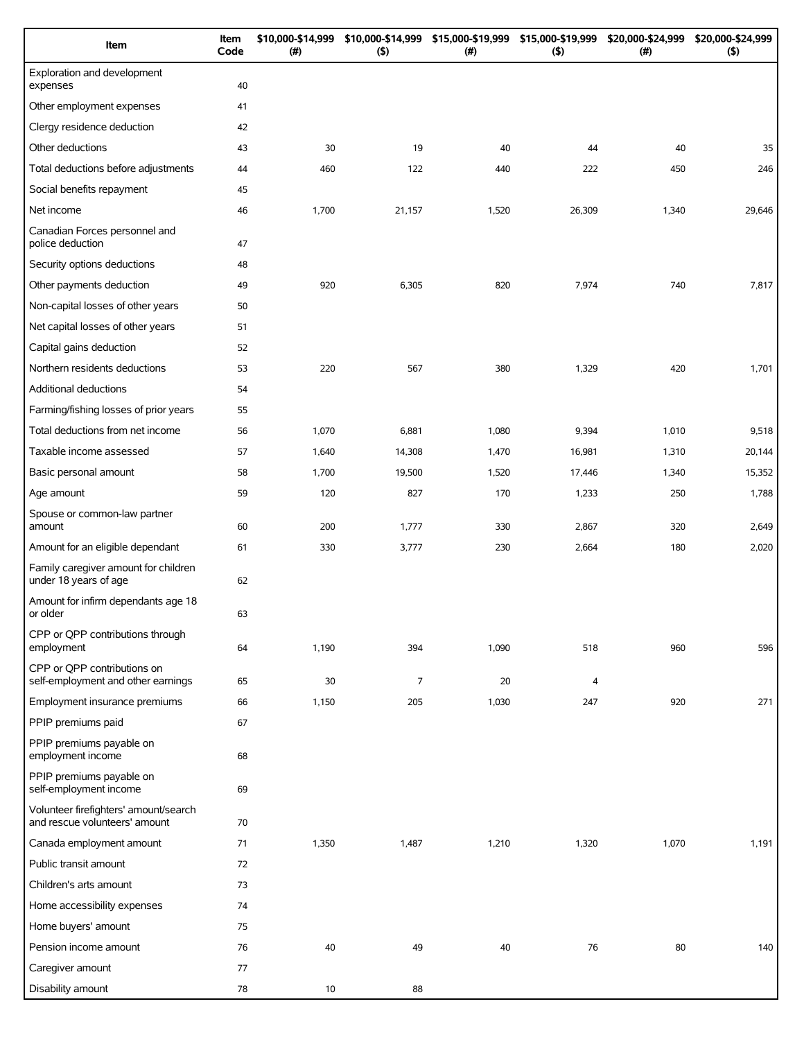| Item | Item Code | $10,000-$14,999 (#) | $10,000-$14,999 ($) | $15,000-$19,999 (#) | $15,000-$19,999 ($) | $20,000-$24,999 (#) | $20,000-$24,999 ($) |
|---|---|---|---|---|---|---|---|
| Exploration and development expenses | 40 | | | | | | |
| Other employment expenses | 41 | | | | | | |
| Clergy residence deduction | 42 | | | | | | |
| Other deductions | 43 | 30 | 19 | 40 | 44 | 40 | 35 |
| Total deductions before adjustments | 44 | 460 | 122 | 440 | 222 | 450 | 246 |
| Social benefits repayment | 45 | | | | | | |
| Net income | 46 | 1,700 | 21,157 | 1,520 | 26,309 | 1,340 | 29,646 |
| Canadian Forces personnel and police deduction | 47 | | | | | | |
| Security options deductions | 48 | | | | | | |
| Other payments deduction | 49 | 920 | 6,305 | 820 | 7,974 | 740 | 7,817 |
| Non-capital losses of other years | 50 | | | | | | |
| Net capital losses of other years | 51 | | | | | | |
| Capital gains deduction | 52 | | | | | | |
| Northern residents deductions | 53 | 220 | 567 | 380 | 1,329 | 420 | 1,701 |
| Additional deductions | 54 | | | | | | |
| Farming/fishing losses of prior years | 55 | | | | | | |
| Total deductions from net income | 56 | 1,070 | 6,881 | 1,080 | 9,394 | 1,010 | 9,518 |
| Taxable income assessed | 57 | 1,640 | 14,308 | 1,470 | 16,981 | 1,310 | 20,144 |
| Basic personal amount | 58 | 1,700 | 19,500 | 1,520 | 17,446 | 1,340 | 15,352 |
| Age amount | 59 | 120 | 827 | 170 | 1,233 | 250 | 1,788 |
| Spouse or common-law partner amount | 60 | 200 | 1,777 | 330 | 2,867 | 320 | 2,649 |
| Amount for an eligible dependant | 61 | 330 | 3,777 | 230 | 2,664 | 180 | 2,020 |
| Family caregiver amount for children under 18 years of age | 62 | | | | | | |
| Amount for infirm dependants age 18 or older | 63 | | | | | | |
| CPP or QPP contributions through employment | 64 | 1,190 | 394 | 1,090 | 518 | 960 | 596 |
| CPP or QPP contributions on self-employment and other earnings | 65 | 30 | 7 | 20 | 4 | | |
| Employment insurance premiums | 66 | 1,150 | 205 | 1,030 | 247 | 920 | 271 |
| PPIP premiums paid | 67 | | | | | | |
| PPIP premiums payable on employment income | 68 | | | | | | |
| PPIP premiums payable on self-employment income | 69 | | | | | | |
| Volunteer firefighters' amount/search and rescue volunteers' amount | 70 | | | | | | |
| Canada employment amount | 71 | 1,350 | 1,487 | 1,210 | 1,320 | 1,070 | 1,191 |
| Public transit amount | 72 | | | | | | |
| Children's arts amount | 73 | | | | | | |
| Home accessibility expenses | 74 | | | | | | |
| Home buyers' amount | 75 | | | | | | |
| Pension income amount | 76 | 40 | 49 | 40 | 76 | 80 | 140 |
| Caregiver amount | 77 | | | | | | |
| Disability amount | 78 | 10 | 88 | | | | |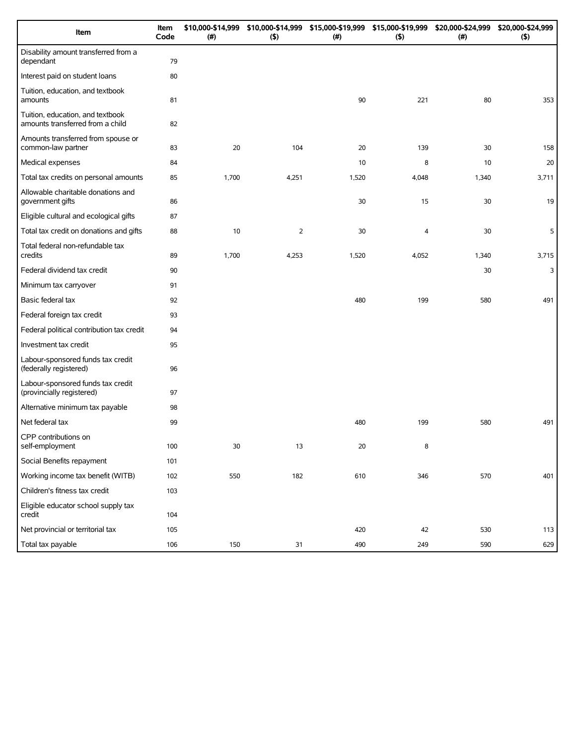| Item | Item Code | \$10,000-\$14,999 (#) | \$10,000-\$14,999 (\$) | \$15,000-\$19,999 (#) | \$15,000-\$19,999 (\$) | \$20,000-\$24,999 (#) | \$20,000-\$24,999 (\$) |
|---|---|---|---|---|---|---|---|
| Disability amount transferred from a dependant | 79 | | | | | | |
| Interest paid on student loans | 80 | | | | | | |
| Tuition, education, and textbook amounts | 81 | | | 90 | 221 | 80 | 353 |
| Tuition, education, and textbook amounts transferred from a child | 82 | | | | | | |
| Amounts transferred from spouse or common-law partner | 83 | 20 | 104 | 20 | 139 | 30 | 158 |
| Medical expenses | 84 | | | 10 | 8 | 10 | 20 |
| Total tax credits on personal amounts | 85 | 1,700 | 4,251 | 1,520 | 4,048 | 1,340 | 3,711 |
| Allowable charitable donations and government gifts | 86 | | | 30 | 15 | 30 | 19 |
| Eligible cultural and ecological gifts | 87 | | | | | | |
| Total tax credit on donations and gifts | 88 | 10 | 2 | 30 | 4 | 30 | 5 |
| Total federal non-refundable tax credits | 89 | 1,700 | 4,253 | 1,520 | 4,052 | 1,340 | 3,715 |
| Federal dividend tax credit | 90 | | | | | 30 | 3 |
| Minimum tax carryover | 91 | | | | | | |
| Basic federal tax | 92 | | | 480 | 199 | 580 | 491 |
| Federal foreign tax credit | 93 | | | | | | |
| Federal political contribution tax credit | 94 | | | | | | |
| Investment tax credit | 95 | | | | | | |
| Labour-sponsored funds tax credit (federally registered) | 96 | | | | | | |
| Labour-sponsored funds tax credit (provincially registered) | 97 | | | | | | |
| Alternative minimum tax payable | 98 | | | | | | |
| Net federal tax | 99 | | | 480 | 199 | 580 | 491 |
| CPP contributions on self-employment | 100 | 30 | 13 | 20 | 8 | | |
| Social Benefits repayment | 101 | | | | | | |
| Working income tax benefit (WITB) | 102 | 550 | 182 | 610 | 346 | 570 | 401 |
| Children's fitness tax credit | 103 | | | | | | |
| Eligible educator school supply tax credit | 104 | | | | | | |
| Net provincial or territorial tax | 105 | | | 420 | 42 | 530 | 113 |
| Total tax payable | 106 | 150 | 31 | 490 | 249 | 590 | 629 |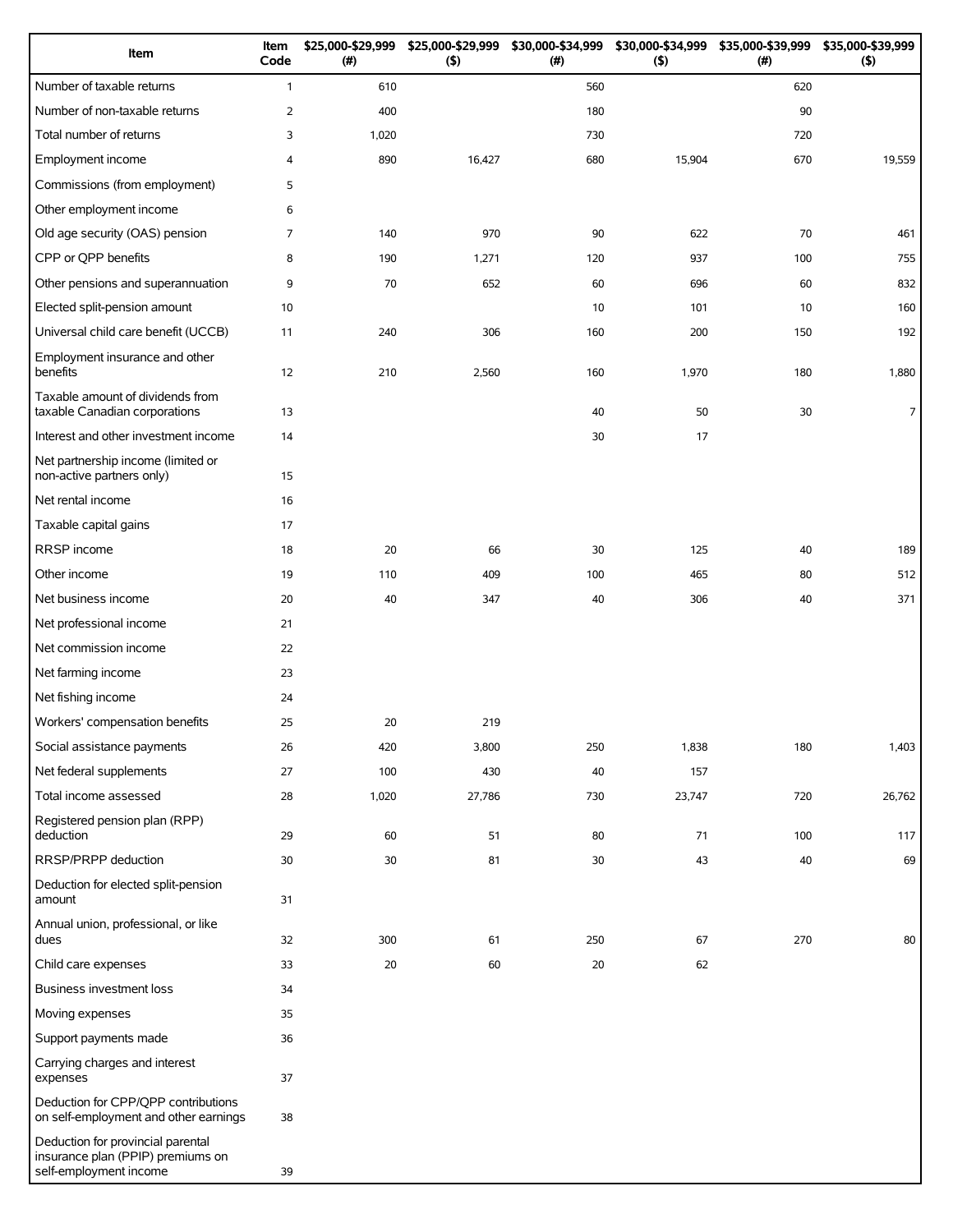| Item | Item Code | $25,000-$29,999 (#) | $25,000-$29,999 ($) | $30,000-$34,999 (#) | $30,000-$34,999 ($) | $35,000-$39,999 (#) | $35,000-$39,999 ($) |
|---|---|---|---|---|---|---|---|
| Number of taxable returns | 1 | 610 | | 560 | | 620 | |
| Number of non-taxable returns | 2 | 400 | | 180 | | 90 | |
| Total number of returns | 3 | 1,020 | | 730 | | 720 | |
| Employment income | 4 | 890 | 16,427 | 680 | 15,904 | 670 | 19,559 |
| Commissions (from employment) | 5 | | | | | | |
| Other employment income | 6 | | | | | | |
| Old age security (OAS) pension | 7 | 140 | 970 | 90 | 622 | 70 | 461 |
| CPP or QPP benefits | 8 | 190 | 1,271 | 120 | 937 | 100 | 755 |
| Other pensions and superannuation | 9 | 70 | 652 | 60 | 696 | 60 | 832 |
| Elected split-pension amount | 10 | | | 10 | 101 | 10 | 160 |
| Universal child care benefit (UCCB) | 11 | 240 | 306 | 160 | 200 | 150 | 192 |
| Employment insurance and other benefits | 12 | 210 | 2,560 | 160 | 1,970 | 180 | 1,880 |
| Taxable amount of dividends from taxable Canadian corporations | 13 | | | 40 | 50 | 30 | 7 |
| Interest and other investment income | 14 | | | 30 | 17 | | |
| Net partnership income (limited or non-active partners only) | 15 | | | | | | |
| Net rental income | 16 | | | | | | |
| Taxable capital gains | 17 | | | | | | |
| RRSP income | 18 | 20 | 66 | 30 | 125 | 40 | 189 |
| Other income | 19 | 110 | 409 | 100 | 465 | 80 | 512 |
| Net business income | 20 | 40 | 347 | 40 | 306 | 40 | 371 |
| Net professional income | 21 | | | | | | |
| Net commission income | 22 | | | | | | |
| Net farming income | 23 | | | | | | |
| Net fishing income | 24 | | | | | | |
| Workers' compensation benefits | 25 | 20 | 219 | | | | |
| Social assistance payments | 26 | 420 | 3,800 | 250 | 1,838 | 180 | 1,403 |
| Net federal supplements | 27 | 100 | 430 | 40 | 157 | | |
| Total income assessed | 28 | 1,020 | 27,786 | 730 | 23,747 | 720 | 26,762 |
| Registered pension plan (RPP) deduction | 29 | 60 | 51 | 80 | 71 | 100 | 117 |
| RRSP/PRPP deduction | 30 | 30 | 81 | 30 | 43 | 40 | 69 |
| Deduction for elected split-pension amount | 31 | | | | | | |
| Annual union, professional, or like dues | 32 | 300 | 61 | 250 | 67 | 270 | 80 |
| Child care expenses | 33 | 20 | 60 | 20 | 62 | | |
| Business investment loss | 34 | | | | | | |
| Moving expenses | 35 | | | | | | |
| Support payments made | 36 | | | | | | |
| Carrying charges and interest expenses | 37 | | | | | | |
| Deduction for CPP/QPP contributions on self-employment and other earnings | 38 | | | | | | |
| Deduction for provincial parental insurance plan (PPIP) premiums on self-employment income | 39 | | | | | | |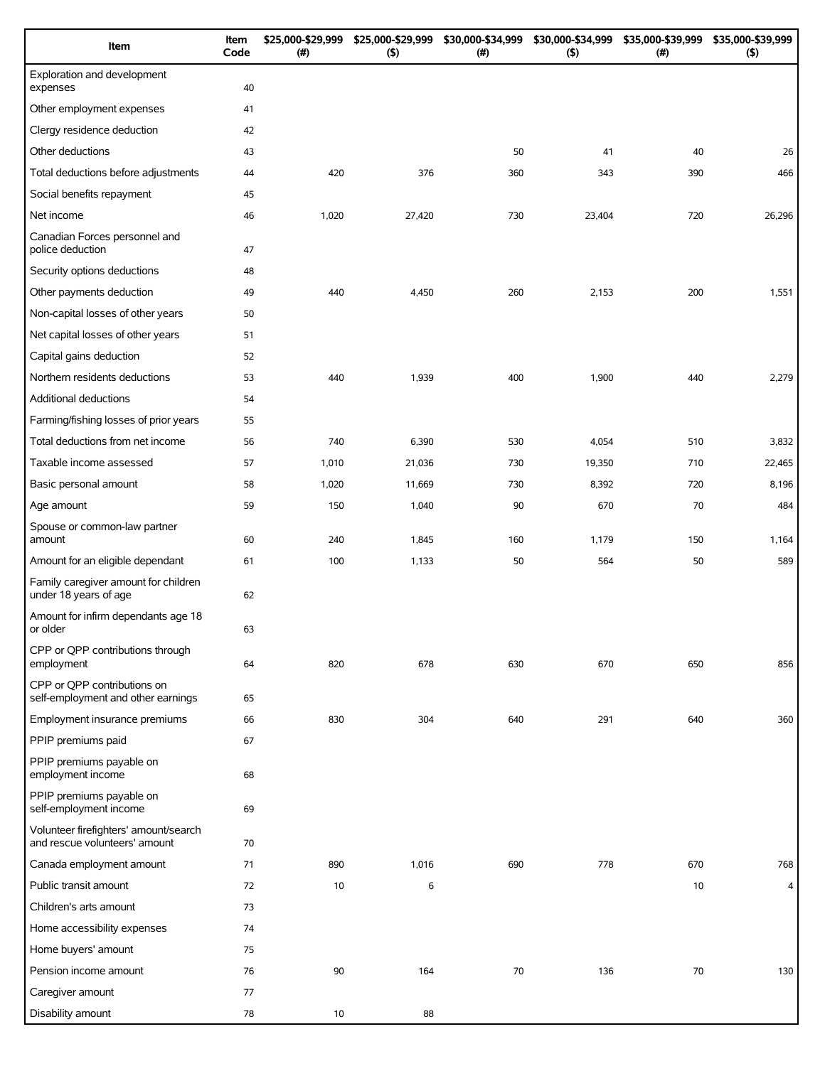| Item | Item Code | $25,000-$29,999 (#) | $25,000-$29,999 ($) | $30,000-$34,999 (#) | $30,000-$34,999 ($) | $35,000-$39,999 (#) | $35,000-$39,999 ($) |
|---|---|---|---|---|---|---|---|
| Exploration and development expenses | 40 | | | | | | |
| Other employment expenses | 41 | | | | | | |
| Clergy residence deduction | 42 | | | | | | |
| Other deductions | 43 | | | 50 | 41 | 40 | 26 |
| Total deductions before adjustments | 44 | 420 | 376 | 360 | 343 | 390 | 466 |
| Social benefits repayment | 45 | | | | | | |
| Net income | 46 | 1,020 | 27,420 | 730 | 23,404 | 720 | 26,296 |
| Canadian Forces personnel and police deduction | 47 | | | | | | |
| Security options deductions | 48 | | | | | | |
| Other payments deduction | 49 | 440 | 4,450 | 260 | 2,153 | 200 | 1,551 |
| Non-capital losses of other years | 50 | | | | | | |
| Net capital losses of other years | 51 | | | | | | |
| Capital gains deduction | 52 | | | | | | |
| Northern residents deductions | 53 | 440 | 1,939 | 400 | 1,900 | 440 | 2,279 |
| Additional deductions | 54 | | | | | | |
| Farming/fishing losses of prior years | 55 | | | | | | |
| Total deductions from net income | 56 | 740 | 6,390 | 530 | 4,054 | 510 | 3,832 |
| Taxable income assessed | 57 | 1,010 | 21,036 | 730 | 19,350 | 710 | 22,465 |
| Basic personal amount | 58 | 1,020 | 11,669 | 730 | 8,392 | 720 | 8,196 |
| Age amount | 59 | 150 | 1,040 | 90 | 670 | 70 | 484 |
| Spouse or common-law partner amount | 60 | 240 | 1,845 | 160 | 1,179 | 150 | 1,164 |
| Amount for an eligible dependant | 61 | 100 | 1,133 | 50 | 564 | 50 | 589 |
| Family caregiver amount for children under 18 years of age | 62 | | | | | | |
| Amount for infirm dependants age 18 or older | 63 | | | | | | |
| CPP or QPP contributions through employment | 64 | 820 | 678 | 630 | 670 | 650 | 856 |
| CPP or QPP contributions on self-employment and other earnings | 65 | | | | | | |
| Employment insurance premiums | 66 | 830 | 304 | 640 | 291 | 640 | 360 |
| PPIP premiums paid | 67 | | | | | | |
| PPIP premiums payable on employment income | 68 | | | | | | |
| PPIP premiums payable on self-employment income | 69 | | | | | | |
| Volunteer firefighters' amount/search and rescue volunteers' amount | 70 | | | | | | |
| Canada employment amount | 71 | 890 | 1,016 | 690 | 778 | 670 | 768 |
| Public transit amount | 72 | 10 | 6 | | | 10 | 4 |
| Children's arts amount | 73 | | | | | | |
| Home accessibility expenses | 74 | | | | | | |
| Home buyers' amount | 75 | | | | | | |
| Pension income amount | 76 | 90 | 164 | 70 | 136 | 70 | 130 |
| Caregiver amount | 77 | | | | | | |
| Disability amount | 78 | 10 | 88 | | | | |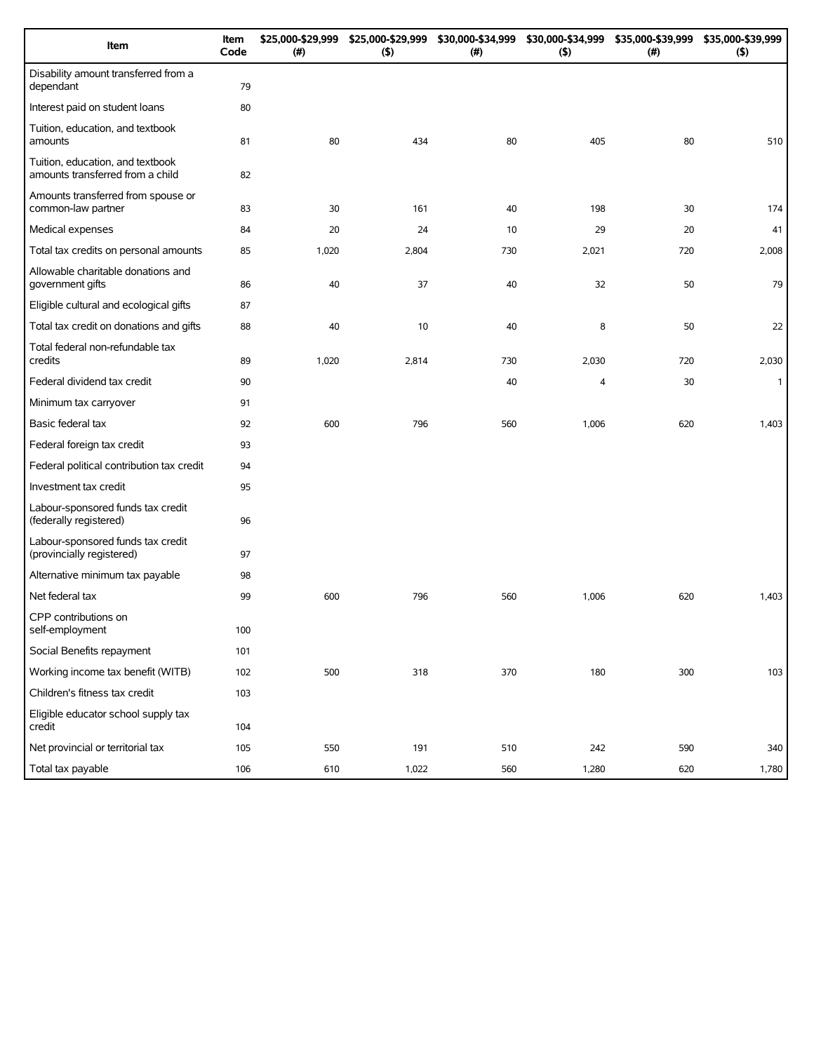| Item | Item Code | $25,000-$29,999 (#) | $25,000-$29,999 ($) | $30,000-$34,999 (#) | $30,000-$34,999 ($) | $35,000-$39,999 (#) | $35,000-$39,999 ($) |
|---|---|---|---|---|---|---|---|
| Disability amount transferred from a dependant | 79 | | | | | | |
| Interest paid on student loans | 80 | | | | | | |
| Tuition, education, and textbook amounts | 81 | 80 | 434 | 80 | 405 | 80 | 510 |
| Tuition, education, and textbook amounts transferred from a child | 82 | | | | | | |
| Amounts transferred from spouse or common-law partner | 83 | 30 | 161 | 40 | 198 | 30 | 174 |
| Medical expenses | 84 | 20 | 24 | 10 | 29 | 20 | 41 |
| Total tax credits on personal amounts | 85 | 1,020 | 2,804 | 730 | 2,021 | 720 | 2,008 |
| Allowable charitable donations and government gifts | 86 | 40 | 37 | 40 | 32 | 50 | 79 |
| Eligible cultural and ecological gifts | 87 | | | | | | |
| Total tax credit on donations and gifts | 88 | 40 | 10 | 40 | 8 | 50 | 22 |
| Total federal non-refundable tax credits | 89 | 1,020 | 2,814 | 730 | 2,030 | 720 | 2,030 |
| Federal dividend tax credit | 90 | | | 40 | 4 | 30 | 1 |
| Minimum tax carryover | 91 | | | | | | |
| Basic federal tax | 92 | 600 | 796 | 560 | 1,006 | 620 | 1,403 |
| Federal foreign tax credit | 93 | | | | | | |
| Federal political contribution tax credit | 94 | | | | | | |
| Investment tax credit | 95 | | | | | | |
| Labour-sponsored funds tax credit (federally registered) | 96 | | | | | | |
| Labour-sponsored funds tax credit (provincially registered) | 97 | | | | | | |
| Alternative minimum tax payable | 98 | | | | | | |
| Net federal tax | 99 | 600 | 796 | 560 | 1,006 | 620 | 1,403 |
| CPP contributions on self-employment | 100 | | | | | | |
| Social Benefits repayment | 101 | | | | | | |
| Working income tax benefit (WITB) | 102 | 500 | 318 | 370 | 180 | 300 | 103 |
| Children's fitness tax credit | 103 | | | | | | |
| Eligible educator school supply tax credit | 104 | | | | | | |
| Net provincial or territorial tax | 105 | 550 | 191 | 510 | 242 | 590 | 340 |
| Total tax payable | 106 | 610 | 1,022 | 560 | 1,280 | 620 | 1,780 |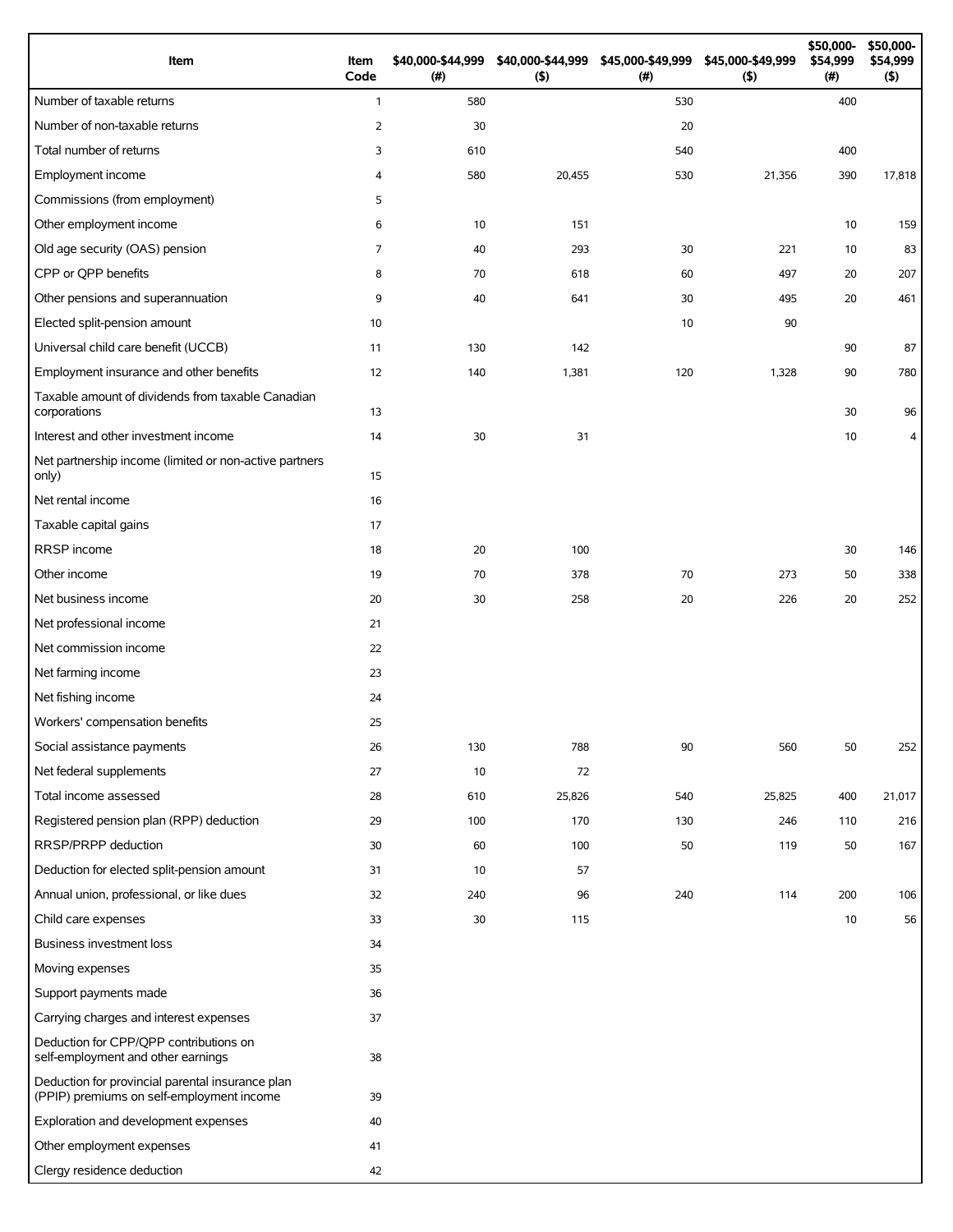| Item | Item Code | $40,000-$44,999 (#) | $40,000-$44,999 ($) | $45,000-$49,999 (#) | $45,000-$49,999 ($) | $50,000-$54,999 (#) | $50,000-$54,999 ($) |
|---|---|---|---|---|---|---|---|
| Number of taxable returns | 1 | 580 | | 530 | | 400 | |
| Number of non-taxable returns | 2 | 30 | | 20 | | | |
| Total number of returns | 3 | 610 | | 540 | | 400 | |
| Employment income | 4 | 580 | 20,455 | 530 | 21,356 | 390 | 17,818 |
| Commissions (from employment) | 5 | | | | | | |
| Other employment income | 6 | 10 | 151 | | | 10 | 159 |
| Old age security (OAS) pension | 7 | 40 | 293 | 30 | 221 | 10 | 83 |
| CPP or QPP benefits | 8 | 70 | 618 | 60 | 497 | 20 | 207 |
| Other pensions and superannuation | 9 | 40 | 641 | 30 | 495 | 20 | 461 |
| Elected split-pension amount | 10 | | | 10 | 90 | | |
| Universal child care benefit (UCCB) | 11 | 130 | 142 | | | 90 | 87 |
| Employment insurance and other benefits | 12 | 140 | 1,381 | 120 | 1,328 | 90 | 780 |
| Taxable amount of dividends from taxable Canadian corporations | 13 | | | | | 30 | 96 |
| Interest and other investment income | 14 | 30 | 31 | | | 10 | 4 |
| Net partnership income (limited or non-active partners only) | 15 | | | | | | |
| Net rental income | 16 | | | | | | |
| Taxable capital gains | 17 | | | | | | |
| RRSP income | 18 | 20 | 100 | | | 30 | 146 |
| Other income | 19 | 70 | 378 | 70 | 273 | 50 | 338 |
| Net business income | 20 | 30 | 258 | 20 | 226 | 20 | 252 |
| Net professional income | 21 | | | | | | |
| Net commission income | 22 | | | | | | |
| Net farming income | 23 | | | | | | |
| Net fishing income | 24 | | | | | | |
| Workers' compensation benefits | 25 | | | | | | |
| Social assistance payments | 26 | 130 | 788 | 90 | 560 | 50 | 252 |
| Net federal supplements | 27 | 10 | 72 | | | | |
| Total income assessed | 28 | 610 | 25,826 | 540 | 25,825 | 400 | 21,017 |
| Registered pension plan (RPP) deduction | 29 | 100 | 170 | 130 | 246 | 110 | 216 |
| RRSP/PRPP deduction | 30 | 60 | 100 | 50 | 119 | 50 | 167 |
| Deduction for elected split-pension amount | 31 | 10 | 57 | | | | |
| Annual union, professional, or like dues | 32 | 240 | 96 | 240 | 114 | 200 | 106 |
| Child care expenses | 33 | 30 | 115 | | | 10 | 56 |
| Business investment loss | 34 | | | | | | |
| Moving expenses | 35 | | | | | | |
| Support payments made | 36 | | | | | | |
| Carrying charges and interest expenses | 37 | | | | | | |
| Deduction for CPP/QPP contributions on self-employment and other earnings | 38 | | | | | | |
| Deduction for provincial parental insurance plan (PPIP) premiums on self-employment income | 39 | | | | | | |
| Exploration and development expenses | 40 | | | | | | |
| Other employment expenses | 41 | | | | | | |
| Clergy residence deduction | 42 | | | | | | |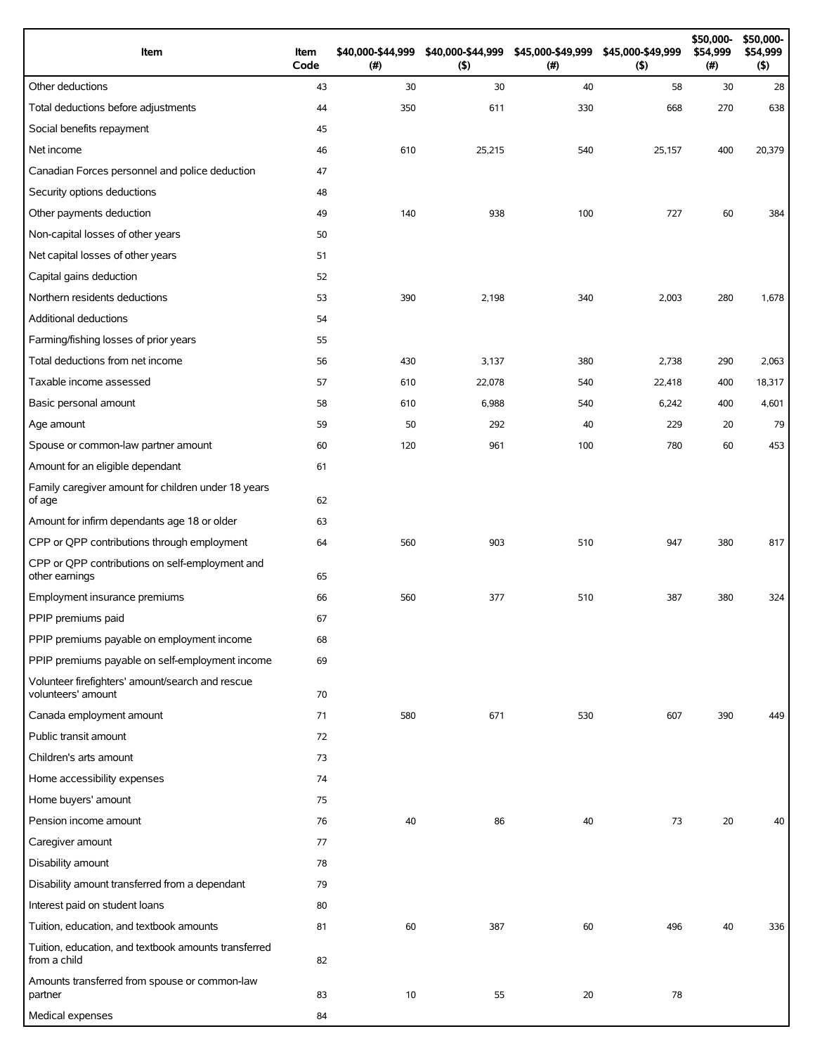| Item | Item Code | $40,000-$44,999 (#) | $40,000-$44,999 ($) | $45,000-$49,999 (#) | $45,000-$49,999 ($) | $50,000-$54,999 (#) | $50,000-$54,999 ($) |
|---|---|---|---|---|---|---|---|
| Other deductions | 43 | 30 | 30 | 40 | 58 | 30 | 28 |
| Total deductions before adjustments | 44 | 350 | 611 | 330 | 668 | 270 | 638 |
| Social benefits repayment | 45 | | | | | | |
| Net income | 46 | 610 | 25,215 | 540 | 25,157 | 400 | 20,379 |
| Canadian Forces personnel and police deduction | 47 | | | | | | |
| Security options deductions | 48 | | | | | | |
| Other payments deduction | 49 | 140 | 938 | 100 | 727 | 60 | 384 |
| Non-capital losses of other years | 50 | | | | | | |
| Net capital losses of other years | 51 | | | | | | |
| Capital gains deduction | 52 | | | | | | |
| Northern residents deductions | 53 | 390 | 2,198 | 340 | 2,003 | 280 | 1,678 |
| Additional deductions | 54 | | | | | | |
| Farming/fishing losses of prior years | 55 | | | | | | |
| Total deductions from net income | 56 | 430 | 3,137 | 380 | 2,738 | 290 | 2,063 |
| Taxable income assessed | 57 | 610 | 22,078 | 540 | 22,418 | 400 | 18,317 |
| Basic personal amount | 58 | 610 | 6,988 | 540 | 6,242 | 400 | 4,601 |
| Age amount | 59 | 50 | 292 | 40 | 229 | 20 | 79 |
| Spouse or common-law partner amount | 60 | 120 | 961 | 100 | 780 | 60 | 453 |
| Amount for an eligible dependant | 61 | | | | | | |
| Family caregiver amount for children under 18 years of age | 62 | | | | | | |
| Amount for infirm dependants age 18 or older | 63 | | | | | | |
| CPP or QPP contributions through employment | 64 | 560 | 903 | 510 | 947 | 380 | 817 |
| CPP or QPP contributions on self-employment and other earnings | 65 | | | | | | |
| Employment insurance premiums | 66 | 560 | 377 | 510 | 387 | 380 | 324 |
| PPIP premiums paid | 67 | | | | | | |
| PPIP premiums payable on employment income | 68 | | | | | | |
| PPIP premiums payable on self-employment income | 69 | | | | | | |
| Volunteer firefighters' amount/search and rescue volunteers' amount | 70 | | | | | | |
| Canada employment amount | 71 | 580 | 671 | 530 | 607 | 390 | 449 |
| Public transit amount | 72 | | | | | | |
| Children's arts amount | 73 | | | | | | |
| Home accessibility expenses | 74 | | | | | | |
| Home buyers' amount | 75 | | | | | | |
| Pension income amount | 76 | 40 | 86 | 40 | 73 | 20 | 40 |
| Caregiver amount | 77 | | | | | | |
| Disability amount | 78 | | | | | | |
| Disability amount transferred from a dependant | 79 | | | | | | |
| Interest paid on student loans | 80 | | | | | | |
| Tuition, education, and textbook amounts | 81 | 60 | 387 | 60 | 496 | 40 | 336 |
| Tuition, education, and textbook amounts transferred from a child | 82 | | | | | | |
| Amounts transferred from spouse or common-law partner | 83 | 10 | 55 | 20 | 78 | | |
| Medical expenses | 84 | | | | | | |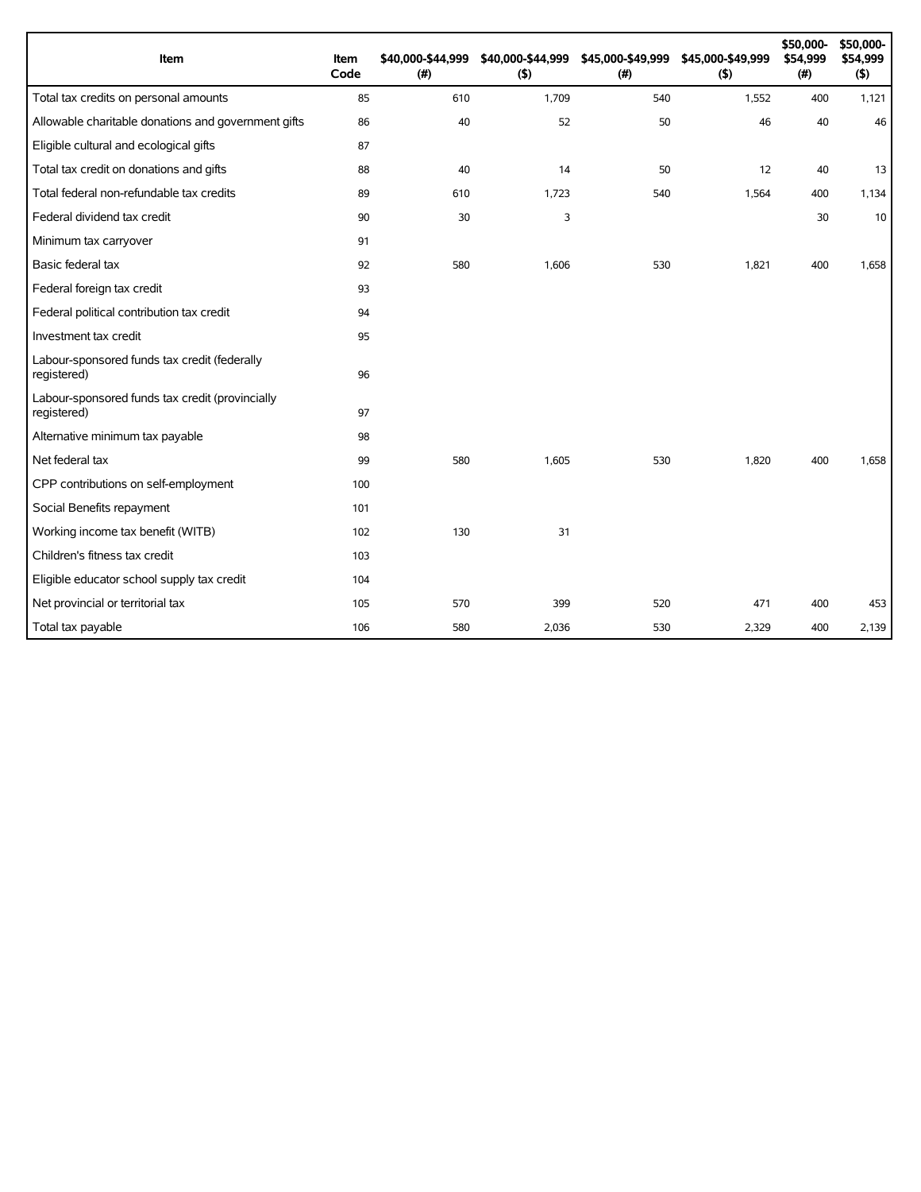| Item | Item Code | $40,000-$44,999 (#) | $40,000-$44,999 ($) | $45,000-$49,999 (#) | $45,000-$49,999 ($) | $50,000-$54,999 (#) | $50,000-$54,999 ($) |
|---|---|---|---|---|---|---|---|
| Total tax credits on personal amounts | 85 | 610 | 1,709 | 540 | 1,552 | 400 | 1,121 |
| Allowable charitable donations and government gifts | 86 | 40 | 52 | 50 | 46 | 40 | 46 |
| Eligible cultural and ecological gifts | 87 | | | | | | |
| Total tax credit on donations and gifts | 88 | 40 | 14 | 50 | 12 | 40 | 13 |
| Total federal non-refundable tax credits | 89 | 610 | 1,723 | 540 | 1,564 | 400 | 1,134 |
| Federal dividend tax credit | 90 | 30 | 3 | | | 30 | 10 |
| Minimum tax carryover | 91 | | | | | | |
| Basic federal tax | 92 | 580 | 1,606 | 530 | 1,821 | 400 | 1,658 |
| Federal foreign tax credit | 93 | | | | | | |
| Federal political contribution tax credit | 94 | | | | | | |
| Investment tax credit | 95 | | | | | | |
| Labour-sponsored funds tax credit (federally registered) | 96 | | | | | | |
| Labour-sponsored funds tax credit (provincially registered) | 97 | | | | | | |
| Alternative minimum tax payable | 98 | | | | | | |
| Net federal tax | 99 | 580 | 1,605 | 530 | 1,820 | 400 | 1,658 |
| CPP contributions on self-employment | 100 | | | | | | |
| Social Benefits repayment | 101 | | | | | | |
| Working income tax benefit (WITB) | 102 | 130 | 31 | | | | |
| Children's fitness tax credit | 103 | | | | | | |
| Eligible educator school supply tax credit | 104 | | | | | | |
| Net provincial or territorial tax | 105 | 570 | 399 | 520 | 471 | 400 | 453 |
| Total tax payable | 106 | 580 | 2,036 | 530 | 2,329 | 400 | 2,139 |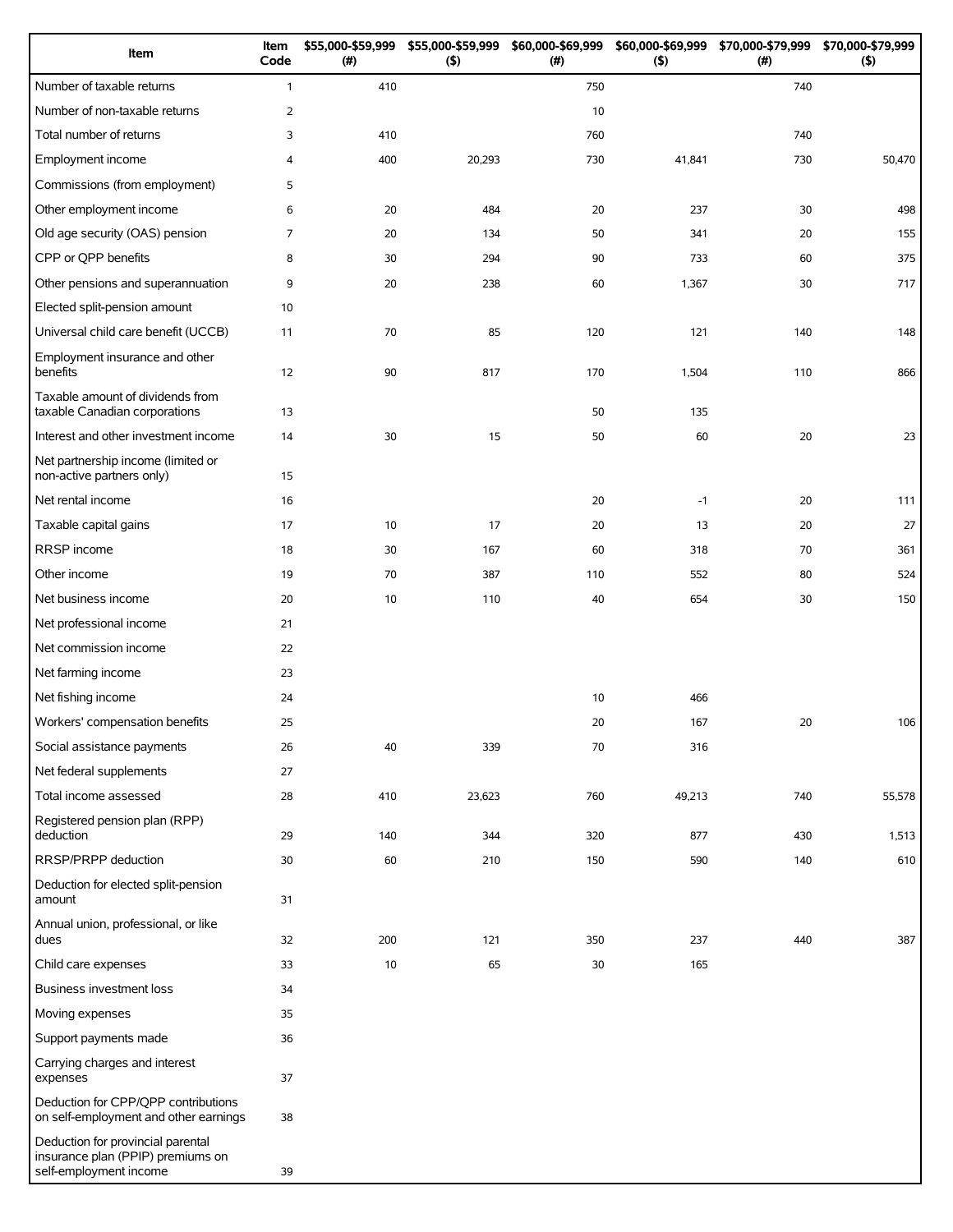| Item | Item Code | $55,000-$59,999 (#) | $55,000-$59,999 ($) | $60,000-$69,999 (#) | $60,000-$69,999 ($) | $70,000-$79,999 (#) | $70,000-$79,999 ($) |
|---|---|---|---|---|---|---|---|
| Number of taxable returns | 1 | 410 | | 750 | | 740 | |
| Number of non-taxable returns | 2 | | | 10 | | | |
| Total number of returns | 3 | 410 | | 760 | | 740 | |
| Employment income | 4 | 400 | 20,293 | 730 | 41,841 | 730 | 50,470 |
| Commissions (from employment) | 5 | | | | | | |
| Other employment income | 6 | 20 | 484 | 20 | 237 | 30 | 498 |
| Old age security (OAS) pension | 7 | 20 | 134 | 50 | 341 | 20 | 155 |
| CPP or QPP benefits | 8 | 30 | 294 | 90 | 733 | 60 | 375 |
| Other pensions and superannuation | 9 | 20 | 238 | 60 | 1,367 | 30 | 717 |
| Elected split-pension amount | 10 | | | | | | |
| Universal child care benefit (UCCB) | 11 | 70 | 85 | 120 | 121 | 140 | 148 |
| Employment insurance and other benefits | 12 | 90 | 817 | 170 | 1,504 | 110 | 866 |
| Taxable amount of dividends from taxable Canadian corporations | 13 | | | 50 | 135 | | |
| Interest and other investment income | 14 | 30 | 15 | 50 | 60 | 20 | 23 |
| Net partnership income (limited or non-active partners only) | 15 | | | | | | |
| Net rental income | 16 | | | 20 | -1 | 20 | 111 |
| Taxable capital gains | 17 | 10 | 17 | 20 | 13 | 20 | 27 |
| RRSP income | 18 | 30 | 167 | 60 | 318 | 70 | 361 |
| Other income | 19 | 70 | 387 | 110 | 552 | 80 | 524 |
| Net business income | 20 | 10 | 110 | 40 | 654 | 30 | 150 |
| Net professional income | 21 | | | | | | |
| Net commission income | 22 | | | | | | |
| Net farming income | 23 | | | | | | |
| Net fishing income | 24 | | | 10 | 466 | | |
| Workers' compensation benefits | 25 | | | 20 | 167 | 20 | 106 |
| Social assistance payments | 26 | 40 | 339 | 70 | 316 | | |
| Net federal supplements | 27 | | | | | | |
| Total income assessed | 28 | 410 | 23,623 | 760 | 49,213 | 740 | 55,578 |
| Registered pension plan (RPP) deduction | 29 | 140 | 344 | 320 | 877 | 430 | 1,513 |
| RRSP/PRPP deduction | 30 | 60 | 210 | 150 | 590 | 140 | 610 |
| Deduction for elected split-pension amount | 31 | | | | | | |
| Annual union, professional, or like dues | 32 | 200 | 121 | 350 | 237 | 440 | 387 |
| Child care expenses | 33 | 10 | 65 | 30 | 165 | | |
| Business investment loss | 34 | | | | | | |
| Moving expenses | 35 | | | | | | |
| Support payments made | 36 | | | | | | |
| Carrying charges and interest expenses | 37 | | | | | | |
| Deduction for CPP/QPP contributions on self-employment and other earnings | 38 | | | | | | |
| Deduction for provincial parental insurance plan (PPIP) premiums on self-employment income | 39 | | | | | | |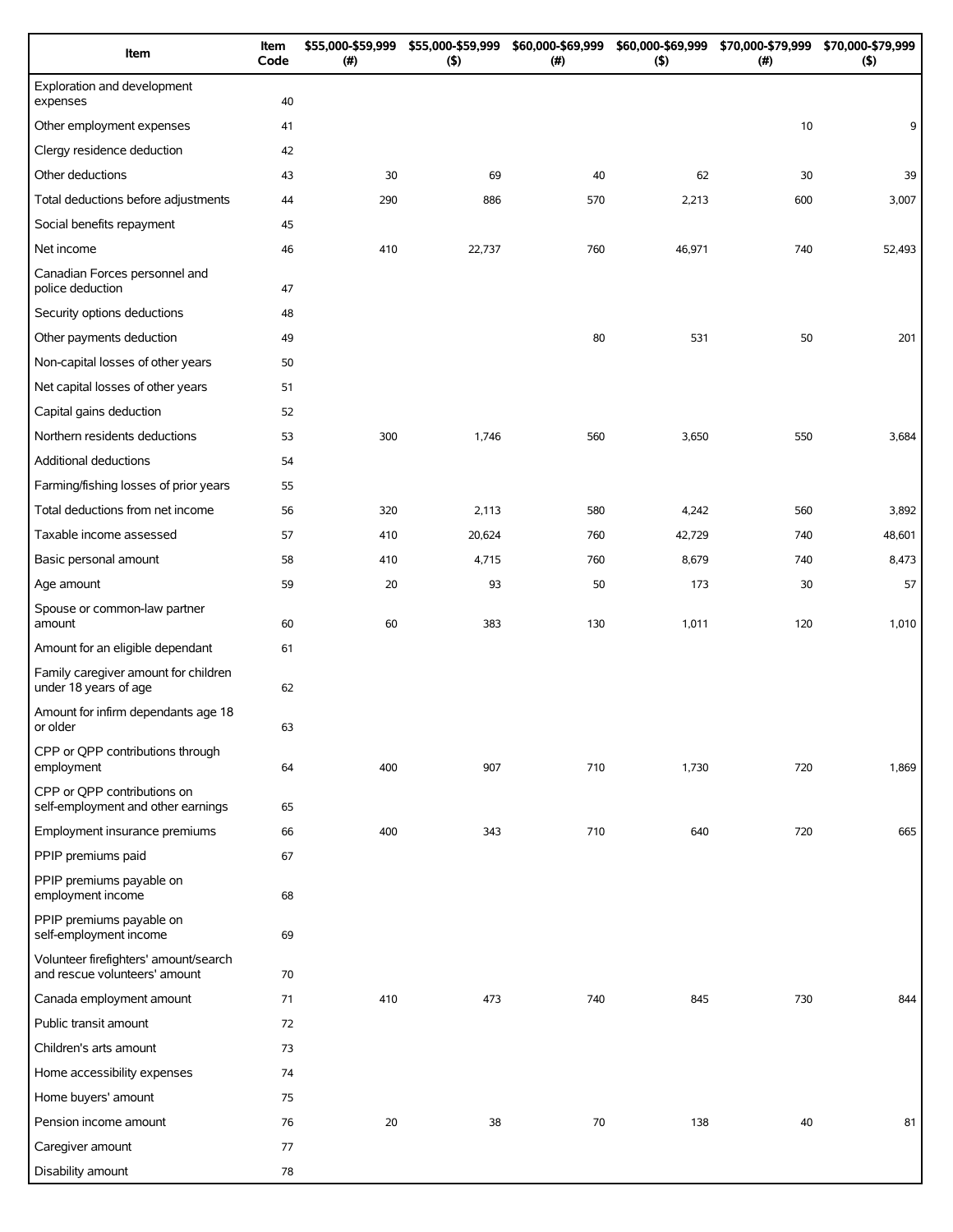| Item | Item Code | $55,000-$59,999 (#) | $55,000-$59,999 ($) | $60,000-$69,999 (#) | $60,000-$69,999 ($) | $70,000-$79,999 (#) | $70,000-$79,999 ($) |
|---|---|---|---|---|---|---|---|
| Exploration and development expenses | 40 | | | | | | |
| Other employment expenses | 41 | | | | | 10 | 9 |
| Clergy residence deduction | 42 | | | | | | |
| Other deductions | 43 | 30 | 69 | 40 | 62 | 30 | 39 |
| Total deductions before adjustments | 44 | 290 | 886 | 570 | 2,213 | 600 | 3,007 |
| Social benefits repayment | 45 | | | | | | |
| Net income | 46 | 410 | 22,737 | 760 | 46,971 | 740 | 52,493 |
| Canadian Forces personnel and police deduction | 47 | | | | | | |
| Security options deductions | 48 | | | | | | |
| Other payments deduction | 49 | | | 80 | 531 | 50 | 201 |
| Non-capital losses of other years | 50 | | | | | | |
| Net capital losses of other years | 51 | | | | | | |
| Capital gains deduction | 52 | | | | | | |
| Northern residents deductions | 53 | 300 | 1,746 | 560 | 3,650 | 550 | 3,684 |
| Additional deductions | 54 | | | | | | |
| Farming/fishing losses of prior years | 55 | | | | | | |
| Total deductions from net income | 56 | 320 | 2,113 | 580 | 4,242 | 560 | 3,892 |
| Taxable income assessed | 57 | 410 | 20,624 | 760 | 42,729 | 740 | 48,601 |
| Basic personal amount | 58 | 410 | 4,715 | 760 | 8,679 | 740 | 8,473 |
| Age amount | 59 | 20 | 93 | 50 | 173 | 30 | 57 |
| Spouse or common-law partner amount | 60 | 60 | 383 | 130 | 1,011 | 120 | 1,010 |
| Amount for an eligible dependant | 61 | | | | | | |
| Family caregiver amount for children under 18 years of age | 62 | | | | | | |
| Amount for infirm dependants age 18 or older | 63 | | | | | | |
| CPP or QPP contributions through employment | 64 | 400 | 907 | 710 | 1,730 | 720 | 1,869 |
| CPP or QPP contributions on self-employment and other earnings | 65 | | | | | | |
| Employment insurance premiums | 66 | 400 | 343 | 710 | 640 | 720 | 665 |
| PPIP premiums paid | 67 | | | | | | |
| PPIP premiums payable on employment income | 68 | | | | | | |
| PPIP premiums payable on self-employment income | 69 | | | | | | |
| Volunteer firefighters' amount/search and rescue volunteers' amount | 70 | | | | | | |
| Canada employment amount | 71 | 410 | 473 | 740 | 845 | 730 | 844 |
| Public transit amount | 72 | | | | | | |
| Children's arts amount | 73 | | | | | | |
| Home accessibility expenses | 74 | | | | | | |
| Home buyers' amount | 75 | | | | | | |
| Pension income amount | 76 | 20 | 38 | 70 | 138 | 40 | 81 |
| Caregiver amount | 77 | | | | | | |
| Disability amount | 78 | | | | | | |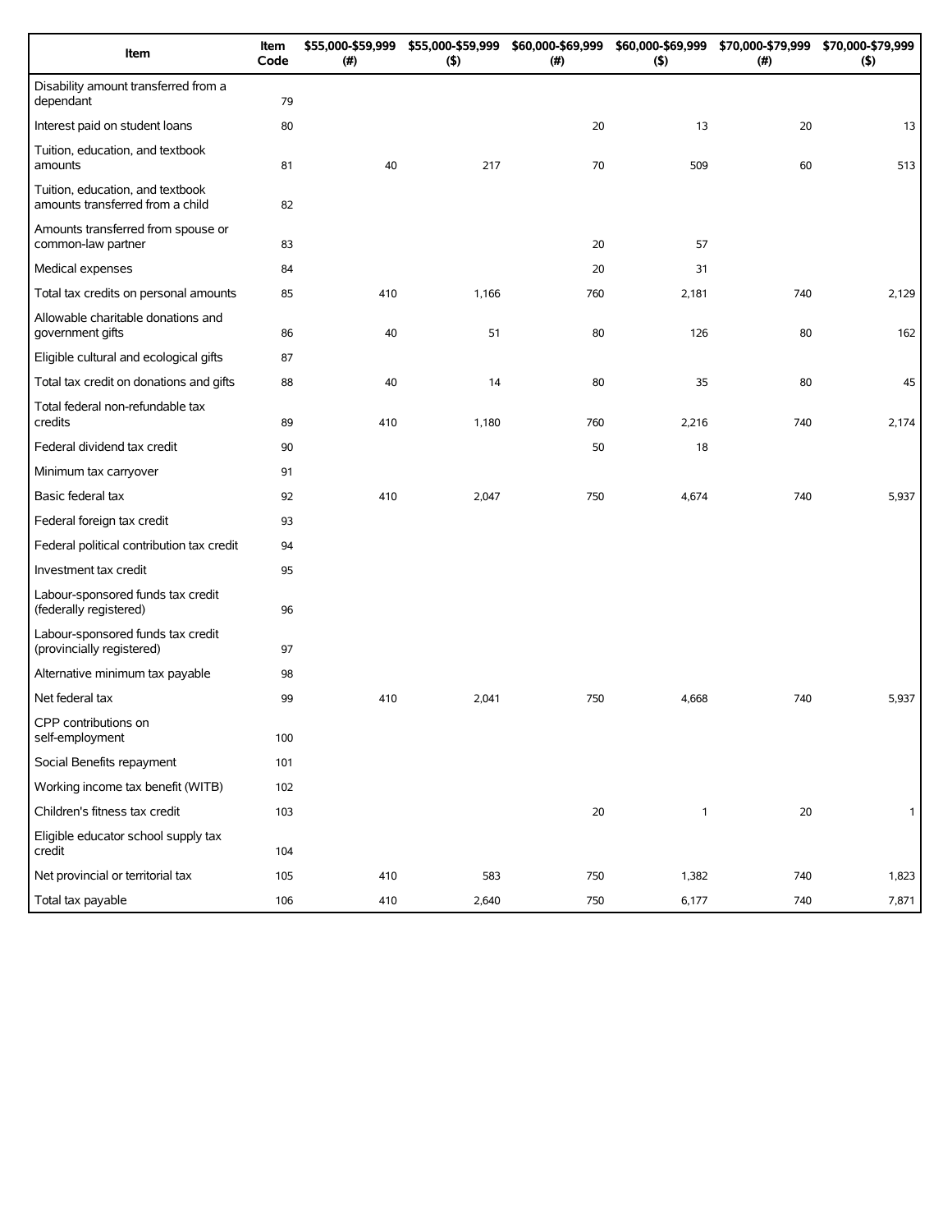| Item | Item Code | $55,000-$59,999 (#) | $55,000-$59,999 ($) | $60,000-$69,999 (#) | $60,000-$69,999 ($) | $70,000-$79,999 (#) | $70,000-$79,999 ($) |
|---|---|---|---|---|---|---|---|
| Disability amount transferred from a dependant | 79 | | | | | | |
| Interest paid on student loans | 80 | | | 20 | 13 | 20 | 13 |
| Tuition, education, and textbook amounts | 81 | 40 | 217 | 70 | 509 | 60 | 513 |
| Tuition, education, and textbook amounts transferred from a child | 82 | | | | | | |
| Amounts transferred from spouse or common-law partner | 83 | | | 20 | 57 | | |
| Medical expenses | 84 | | | 20 | 31 | | |
| Total tax credits on personal amounts | 85 | 410 | 1,166 | 760 | 2,181 | 740 | 2,129 |
| Allowable charitable donations and government gifts | 86 | 40 | 51 | 80 | 126 | 80 | 162 |
| Eligible cultural and ecological gifts | 87 | | | | | | |
| Total tax credit on donations and gifts | 88 | 40 | 14 | 80 | 35 | 80 | 45 |
| Total federal non-refundable tax credits | 89 | 410 | 1,180 | 760 | 2,216 | 740 | 2,174 |
| Federal dividend tax credit | 90 | | | 50 | 18 | | |
| Minimum tax carryover | 91 | | | | | | |
| Basic federal tax | 92 | 410 | 2,047 | 750 | 4,674 | 740 | 5,937 |
| Federal foreign tax credit | 93 | | | | | | |
| Federal political contribution tax credit | 94 | | | | | | |
| Investment tax credit | 95 | | | | | | |
| Labour-sponsored funds tax credit (federally registered) | 96 | | | | | | |
| Labour-sponsored funds tax credit (provincially registered) | 97 | | | | | | |
| Alternative minimum tax payable | 98 | | | | | | |
| Net federal tax | 99 | 410 | 2,041 | 750 | 4,668 | 740 | 5,937 |
| CPP contributions on self-employment | 100 | | | | | | |
| Social Benefits repayment | 101 | | | | | | |
| Working income tax benefit (WITB) | 102 | | | | | | |
| Children's fitness tax credit | 103 | | | 20 | 1 | 20 | 1 |
| Eligible educator school supply tax credit | 104 | | | | | | |
| Net provincial or territorial tax | 105 | 410 | 583 | 750 | 1,382 | 740 | 1,823 |
| Total tax payable | 106 | 410 | 2,640 | 750 | 6,177 | 740 | 7,871 |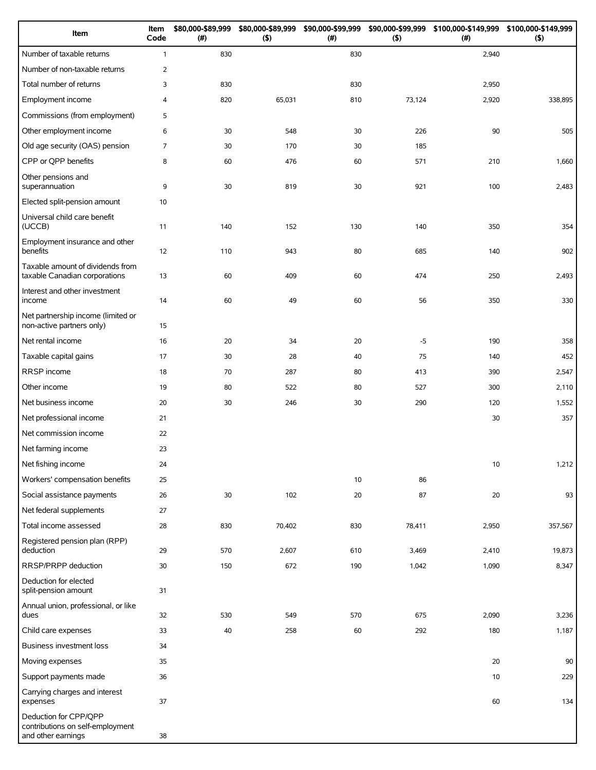| Item | Item Code | $80,000-$89,999 (#) | $80,000-$89,999 ($) | $90,000-$99,999 (#) | $90,000-$99,999 ($) | $100,000-$149,999 (#) | $100,000-$149,999 ($) |
|---|---|---|---|---|---|---|---|
| Number of taxable returns | 1 | 830 | | 830 | | 2,940 | |
| Number of non-taxable returns | 2 | | | | | | |
| Total number of returns | 3 | 830 | | 830 | | 2,950 | |
| Employment income | 4 | 820 | 65,031 | 810 | 73,124 | 2,920 | 338,895 |
| Commissions (from employment) | 5 | | | | | | |
| Other employment income | 6 | 30 | 548 | 30 | 226 | 90 | 505 |
| Old age security (OAS) pension | 7 | 30 | 170 | 30 | 185 | | |
| CPP or QPP benefits | 8 | 60 | 476 | 60 | 571 | 210 | 1,660 |
| Other pensions and superannuation | 9 | 30 | 819 | 30 | 921 | 100 | 2,483 |
| Elected split-pension amount | 10 | | | | | | |
| Universal child care benefit (UCCB) | 11 | 140 | 152 | 130 | 140 | 350 | 354 |
| Employment insurance and other benefits | 12 | 110 | 943 | 80 | 685 | 140 | 902 |
| Taxable amount of dividends from taxable Canadian corporations | 13 | 60 | 409 | 60 | 474 | 250 | 2,493 |
| Interest and other investment income | 14 | 60 | 49 | 60 | 56 | 350 | 330 |
| Net partnership income (limited or non-active partners only) | 15 | | | | | | |
| Net rental income | 16 | 20 | 34 | 20 | -5 | 190 | 358 |
| Taxable capital gains | 17 | 30 | 28 | 40 | 75 | 140 | 452 |
| RRSP income | 18 | 70 | 287 | 80 | 413 | 390 | 2,547 |
| Other income | 19 | 80 | 522 | 80 | 527 | 300 | 2,110 |
| Net business income | 20 | 30 | 246 | 30 | 290 | 120 | 1,552 |
| Net professional income | 21 | | | | | 30 | 357 |
| Net commission income | 22 | | | | | | |
| Net farming income | 23 | | | | | | |
| Net fishing income | 24 | | | | | 10 | 1,212 |
| Workers' compensation benefits | 25 | | | 10 | 86 | | |
| Social assistance payments | 26 | 30 | 102 | 20 | 87 | 20 | 93 |
| Net federal supplements | 27 | | | | | | |
| Total income assessed | 28 | 830 | 70,402 | 830 | 78,411 | 2,950 | 357,567 |
| Registered pension plan (RPP) deduction | 29 | 570 | 2,607 | 610 | 3,469 | 2,410 | 19,873 |
| RRSP/PRPP deduction | 30 | 150 | 672 | 190 | 1,042 | 1,090 | 8,347 |
| Deduction for elected split-pension amount | 31 | | | | | | |
| Annual union, professional, or like dues | 32 | 530 | 549 | 570 | 675 | 2,090 | 3,236 |
| Child care expenses | 33 | 40 | 258 | 60 | 292 | 180 | 1,187 |
| Business investment loss | 34 | | | | | | |
| Moving expenses | 35 | | | | | 20 | 90 |
| Support payments made | 36 | | | | | 10 | 229 |
| Carrying charges and interest expenses | 37 | | | | | 60 | 134 |
| Deduction for CPP/QPP contributions on self-employment and other earnings | 38 | | | | | | |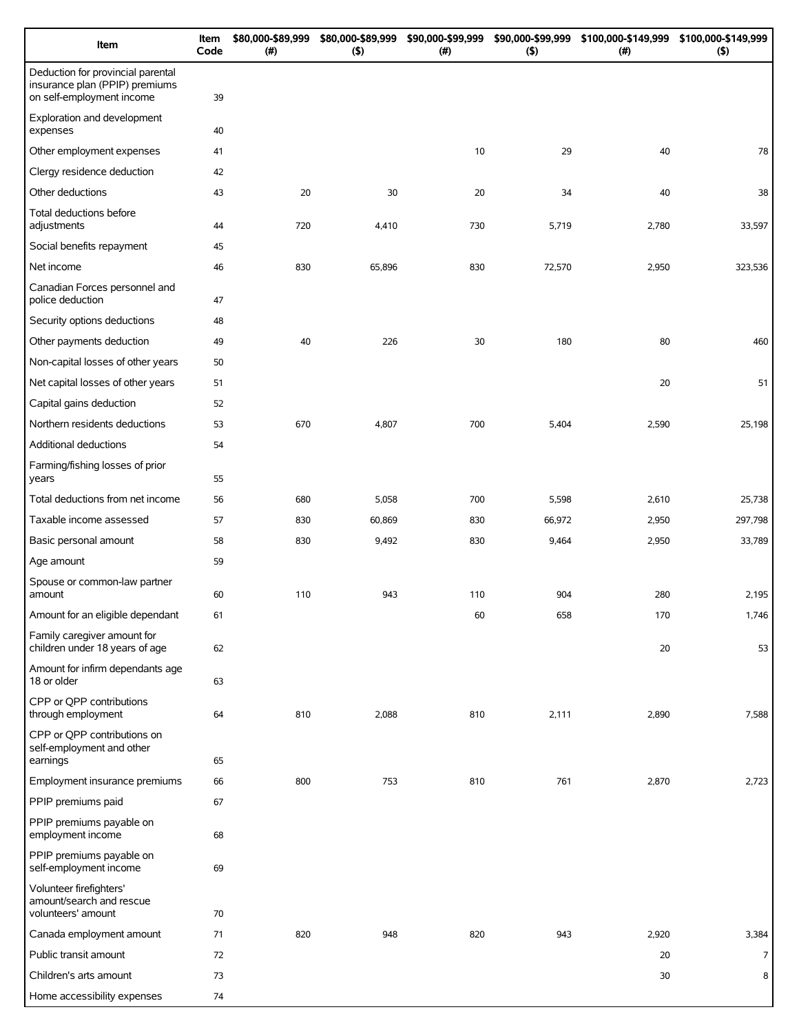| Item | Item Code | \$80,000-\$89,999 (#) | \$80,000-\$89,999 (\$) | \$90,000-\$99,999 (#) | \$90,000-\$99,999 (\$) | \$100,000-\$149,999 (#) | \$100,000-\$149,999 (\$) |
|---|---|---|---|---|---|---|---|
| Deduction for provincial parental insurance plan (PPIP) premiums on self-employment income | 39 | | | | | | |
| Exploration and development expenses | 40 | | | | | | |
| Other employment expenses | 41 | | | 10 | 29 | 40 | 78 |
| Clergy residence deduction | 42 | | | | | | |
| Other deductions | 43 | 20 | 30 | 20 | 34 | 40 | 38 |
| Total deductions before adjustments | 44 | 720 | 4,410 | 730 | 5,719 | 2,780 | 33,597 |
| Social benefits repayment | 45 | | | | | | |
| Net income | 46 | 830 | 65,896 | 830 | 72,570 | 2,950 | 323,536 |
| Canadian Forces personnel and police deduction | 47 | | | | | | |
| Security options deductions | 48 | | | | | | |
| Other payments deduction | 49 | 40 | 226 | 30 | 180 | 80 | 460 |
| Non-capital losses of other years | 50 | | | | | | |
| Net capital losses of other years | 51 | | | | | 20 | 51 |
| Capital gains deduction | 52 | | | | | | |
| Northern residents deductions | 53 | 670 | 4,807 | 700 | 5,404 | 2,590 | 25,198 |
| Additional deductions | 54 | | | | | | |
| Farming/fishing losses of prior years | 55 | | | | | | |
| Total deductions from net income | 56 | 680 | 5,058 | 700 | 5,598 | 2,610 | 25,738 |
| Taxable income assessed | 57 | 830 | 60,869 | 830 | 66,972 | 2,950 | 297,798 |
| Basic personal amount | 58 | 830 | 9,492 | 830 | 9,464 | 2,950 | 33,789 |
| Age amount | 59 | | | | | | |
| Spouse or common-law partner amount | 60 | 110 | 943 | 110 | 904 | 280 | 2,195 |
| Amount for an eligible dependant | 61 | | | 60 | 658 | 170 | 1,746 |
| Family caregiver amount for children under 18 years of age | 62 | | | | | 20 | 53 |
| Amount for infirm dependants age 18 or older | 63 | | | | | | |
| CPP or QPP contributions through employment | 64 | 810 | 2,088 | 810 | 2,111 | 2,890 | 7,588 |
| CPP or QPP contributions on self-employment and other earnings | 65 | | | | | | |
| Employment insurance premiums | 66 | 800 | 753 | 810 | 761 | 2,870 | 2,723 |
| PPIP premiums paid | 67 | | | | | | |
| PPIP premiums payable on employment income | 68 | | | | | | |
| PPIP premiums payable on self-employment income | 69 | | | | | | |
| Volunteer firefighters' amount/search and rescue volunteers' amount | 70 | | | | | | |
| Canada employment amount | 71 | 820 | 948 | 820 | 943 | 2,920 | 3,384 |
| Public transit amount | 72 | | | | | 20 | 7 |
| Children's arts amount | 73 | | | | | 30 | 8 |
| Home accessibility expenses | 74 | | | | | | |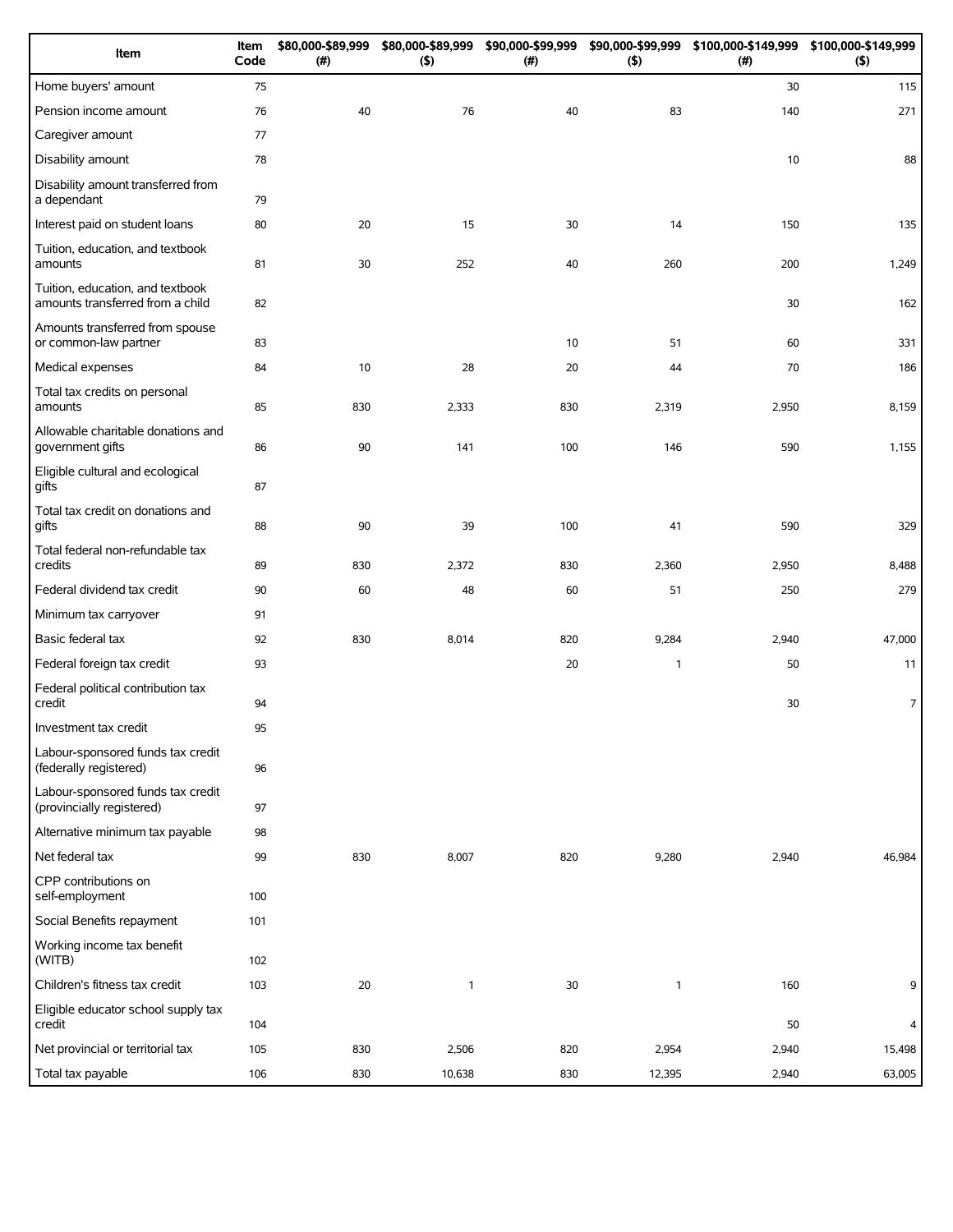| Item | Item Code | $80,000-$89,999 (#) | $80,000-$89,999 ($) | $90,000-$99,999 (#) | $90,000-$99,999 ($) | $100,000-$149,999 (#) | $100,000-$149,999 ($) |
|---|---|---|---|---|---|---|---|
| Home buyers' amount | 75 | | | | | 30 | 115 |
| Pension income amount | 76 | 40 | 76 | 40 | 83 | 140 | 271 |
| Caregiver amount | 77 | | | | | | |
| Disability amount | 78 | | | | | 10 | 88 |
| Disability amount transferred from a dependant | 79 | | | | | | |
| Interest paid on student loans | 80 | 20 | 15 | 30 | 14 | 150 | 135 |
| Tuition, education, and textbook amounts | 81 | 30 | 252 | 40 | 260 | 200 | 1,249 |
| Tuition, education, and textbook amounts transferred from a child | 82 | | | | | 30 | 162 |
| Amounts transferred from spouse or common-law partner | 83 | | | 10 | 51 | 60 | 331 |
| Medical expenses | 84 | 10 | 28 | 20 | 44 | 70 | 186 |
| Total tax credits on personal amounts | 85 | 830 | 2,333 | 830 | 2,319 | 2,950 | 8,159 |
| Allowable charitable donations and government gifts | 86 | 90 | 141 | 100 | 146 | 590 | 1,155 |
| Eligible cultural and ecological gifts | 87 | | | | | | |
| Total tax credit on donations and gifts | 88 | 90 | 39 | 100 | 41 | 590 | 329 |
| Total federal non-refundable tax credits | 89 | 830 | 2,372 | 830 | 2,360 | 2,950 | 8,488 |
| Federal dividend tax credit | 90 | 60 | 48 | 60 | 51 | 250 | 279 |
| Minimum tax carryover | 91 | | | | | | |
| Basic federal tax | 92 | 830 | 8,014 | 820 | 9,284 | 2,940 | 47,000 |
| Federal foreign tax credit | 93 | | | 20 | 1 | 50 | 11 |
| Federal political contribution tax credit | 94 | | | | | 30 | 7 |
| Investment tax credit | 95 | | | | | | |
| Labour-sponsored funds tax credit (federally registered) | 96 | | | | | | |
| Labour-sponsored funds tax credit (provincially registered) | 97 | | | | | | |
| Alternative minimum tax payable | 98 | | | | | | |
| Net federal tax | 99 | 830 | 8,007 | 820 | 9,280 | 2,940 | 46,984 |
| CPP contributions on self-employment | 100 | | | | | | |
| Social Benefits repayment | 101 | | | | | | |
| Working income tax benefit (WITB) | 102 | | | | | | |
| Children's fitness tax credit | 103 | 20 | 1 | 30 | 1 | 160 | 9 |
| Eligible educator school supply tax credit | 104 | | | | | 50 | 4 |
| Net provincial or territorial tax | 105 | 830 | 2,506 | 820 | 2,954 | 2,940 | 15,498 |
| Total tax payable | 106 | 830 | 10,638 | 830 | 12,395 | 2,940 | 63,005 |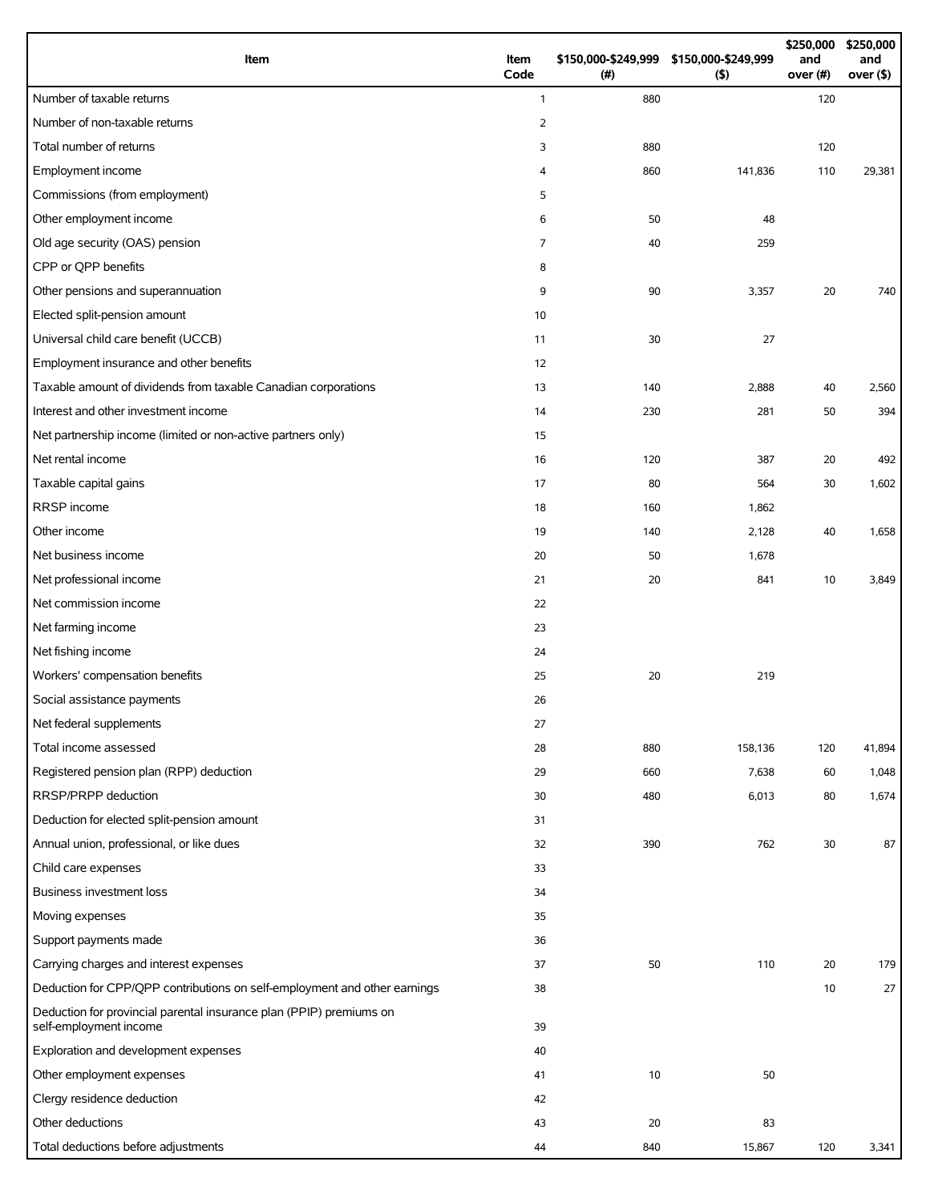| Item | Item Code | $150,000-$249,999 (#) | $150,000-$249,999 ($) | $250,000 and over (#) | $250,000 and over ($) |
|---|---|---|---|---|---|
| Number of taxable returns | 1 | 880 | | 120 | |
| Number of non-taxable returns | 2 | | | | |
| Total number of returns | 3 | 880 | | 120 | |
| Employment income | 4 | 860 | 141,836 | 110 | 29,381 |
| Commissions (from employment) | 5 | | | | |
| Other employment income | 6 | 50 | 48 | | |
| Old age security (OAS) pension | 7 | 40 | 259 | | |
| CPP or QPP benefits | 8 | | | | |
| Other pensions and superannuation | 9 | 90 | 3,357 | 20 | 740 |
| Elected split-pension amount | 10 | | | | |
| Universal child care benefit (UCCB) | 11 | 30 | 27 | | |
| Employment insurance and other benefits | 12 | | | | |
| Taxable amount of dividends from taxable Canadian corporations | 13 | 140 | 2,888 | 40 | 2,560 |
| Interest and other investment income | 14 | 230 | 281 | 50 | 394 |
| Net partnership income (limited or non-active partners only) | 15 | | | | |
| Net rental income | 16 | 120 | 387 | 20 | 492 |
| Taxable capital gains | 17 | 80 | 564 | 30 | 1,602 |
| RRSP income | 18 | 160 | 1,862 | | |
| Other income | 19 | 140 | 2,128 | 40 | 1,658 |
| Net business income | 20 | 50 | 1,678 | | |
| Net professional income | 21 | 20 | 841 | 10 | 3,849 |
| Net commission income | 22 | | | | |
| Net farming income | 23 | | | | |
| Net fishing income | 24 | | | | |
| Workers' compensation benefits | 25 | 20 | 219 | | |
| Social assistance payments | 26 | | | | |
| Net federal supplements | 27 | | | | |
| Total income assessed | 28 | 880 | 158,136 | 120 | 41,894 |
| Registered pension plan (RPP) deduction | 29 | 660 | 7,638 | 60 | 1,048 |
| RRSP/PRPP deduction | 30 | 480 | 6,013 | 80 | 1,674 |
| Deduction for elected split-pension amount | 31 | | | | |
| Annual union, professional, or like dues | 32 | 390 | 762 | 30 | 87 |
| Child care expenses | 33 | | | | |
| Business investment loss | 34 | | | | |
| Moving expenses | 35 | | | | |
| Support payments made | 36 | | | | |
| Carrying charges and interest expenses | 37 | 50 | 110 | 20 | 179 |
| Deduction for CPP/QPP contributions on self-employment and other earnings | 38 | | | 10 | 27 |
| Deduction for provincial parental insurance plan (PPIP) premiums on self-employment income | 39 | | | | |
| Exploration and development expenses | 40 | | | | |
| Other employment expenses | 41 | 10 | 50 | | |
| Clergy residence deduction | 42 | | | | |
| Other deductions | 43 | 20 | 83 | | |
| Total deductions before adjustments | 44 | 840 | 15,867 | 120 | 3,341 |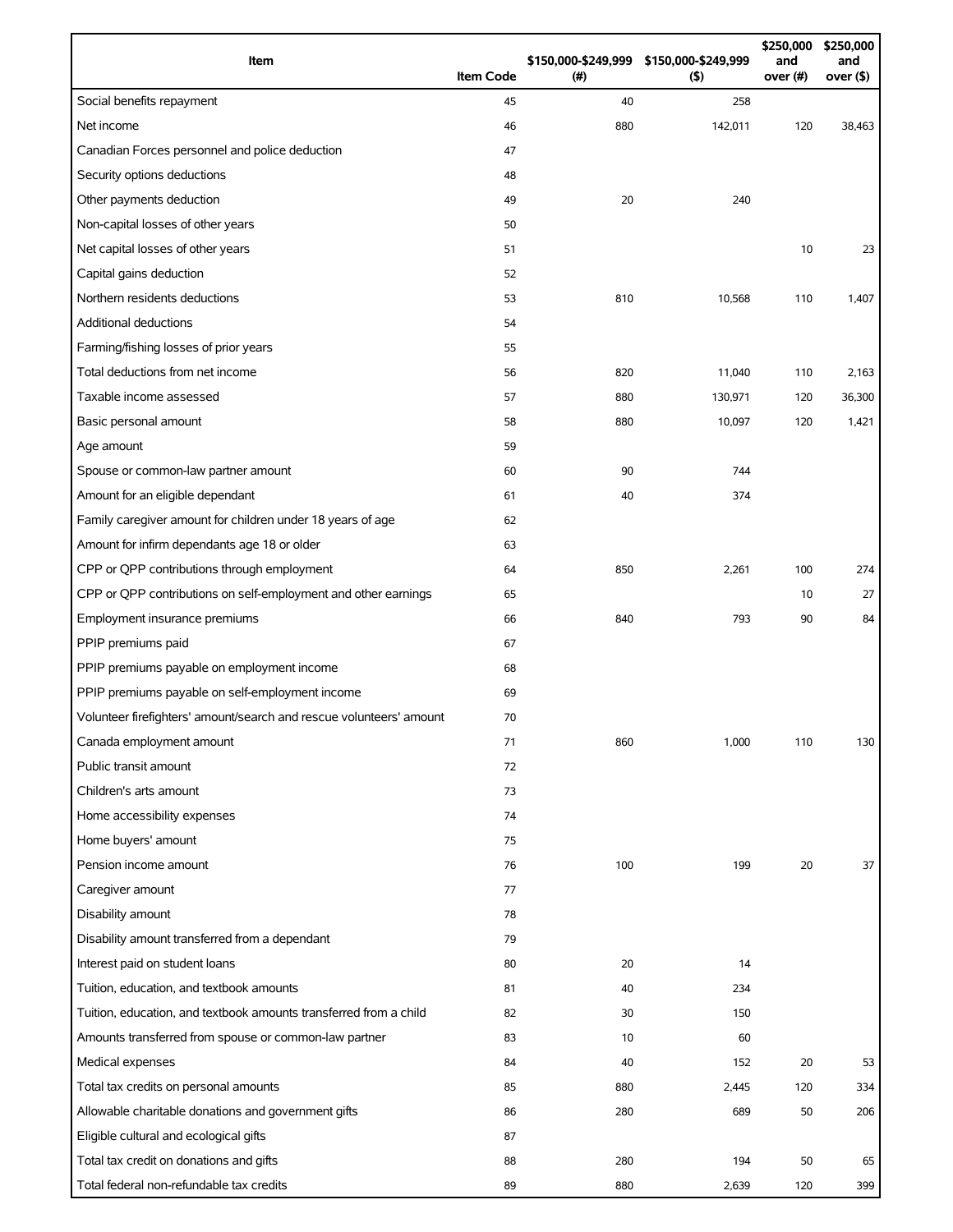| Item | Item Code | $150,000-$249,999 (#) | $150,000-$249,999 ($) | $250,000 and over (#) | $250,000 and over ($) |
|---|---|---|---|---|---|
| Social benefits repayment | 45 | 40 | 258 | | |
| Net income | 46 | 880 | 142,011 | 120 | 38,463 |
| Canadian Forces personnel and police deduction | 47 | | | | |
| Security options deductions | 48 | | | | |
| Other payments deduction | 49 | 20 | 240 | | |
| Non-capital losses of other years | 50 | | | | |
| Net capital losses of other years | 51 | | | 10 | 23 |
| Capital gains deduction | 52 | | | | |
| Northern residents deductions | 53 | 810 | 10,568 | 110 | 1,407 |
| Additional deductions | 54 | | | | |
| Farming/fishing losses of prior years | 55 | | | | |
| Total deductions from net income | 56 | 820 | 11,040 | 110 | 2,163 |
| Taxable income assessed | 57 | 880 | 130,971 | 120 | 36,300 |
| Basic personal amount | 58 | 880 | 10,097 | 120 | 1,421 |
| Age amount | 59 | | | | |
| Spouse or common-law partner amount | 60 | 90 | 744 | | |
| Amount for an eligible dependant | 61 | 40 | 374 | | |
| Family caregiver amount for children under 18 years of age | 62 | | | | |
| Amount for infirm dependants age 18 or older | 63 | | | | |
| CPP or QPP contributions through employment | 64 | 850 | 2,261 | 100 | 274 |
| CPP or QPP contributions on self-employment and other earnings | 65 | | | 10 | 27 |
| Employment insurance premiums | 66 | 840 | 793 | 90 | 84 |
| PPIP premiums paid | 67 | | | | |
| PPIP premiums payable on employment income | 68 | | | | |
| PPIP premiums payable on self-employment income | 69 | | | | |
| Volunteer firefighters' amount/search and rescue volunteers' amount | 70 | | | | |
| Canada employment amount | 71 | 860 | 1,000 | 110 | 130 |
| Public transit amount | 72 | | | | |
| Children's arts amount | 73 | | | | |
| Home accessibility expenses | 74 | | | | |
| Home buyers' amount | 75 | | | | |
| Pension income amount | 76 | 100 | 199 | 20 | 37 |
| Caregiver amount | 77 | | | | |
| Disability amount | 78 | | | | |
| Disability amount transferred from a dependant | 79 | | | | |
| Interest paid on student loans | 80 | 20 | 14 | | |
| Tuition, education, and textbook amounts | 81 | 40 | 234 | | |
| Tuition, education, and textbook amounts transferred from a child | 82 | 30 | 150 | | |
| Amounts transferred from spouse or common-law partner | 83 | 10 | 60 | | |
| Medical expenses | 84 | 40 | 152 | 20 | 53 |
| Total tax credits on personal amounts | 85 | 880 | 2,445 | 120 | 334 |
| Allowable charitable donations and government gifts | 86 | 280 | 689 | 50 | 206 |
| Eligible cultural and ecological gifts | 87 | | | | |
| Total tax credit on donations and gifts | 88 | 280 | 194 | 50 | 65 |
| Total federal non-refundable tax credits | 89 | 880 | 2,639 | 120 | 399 |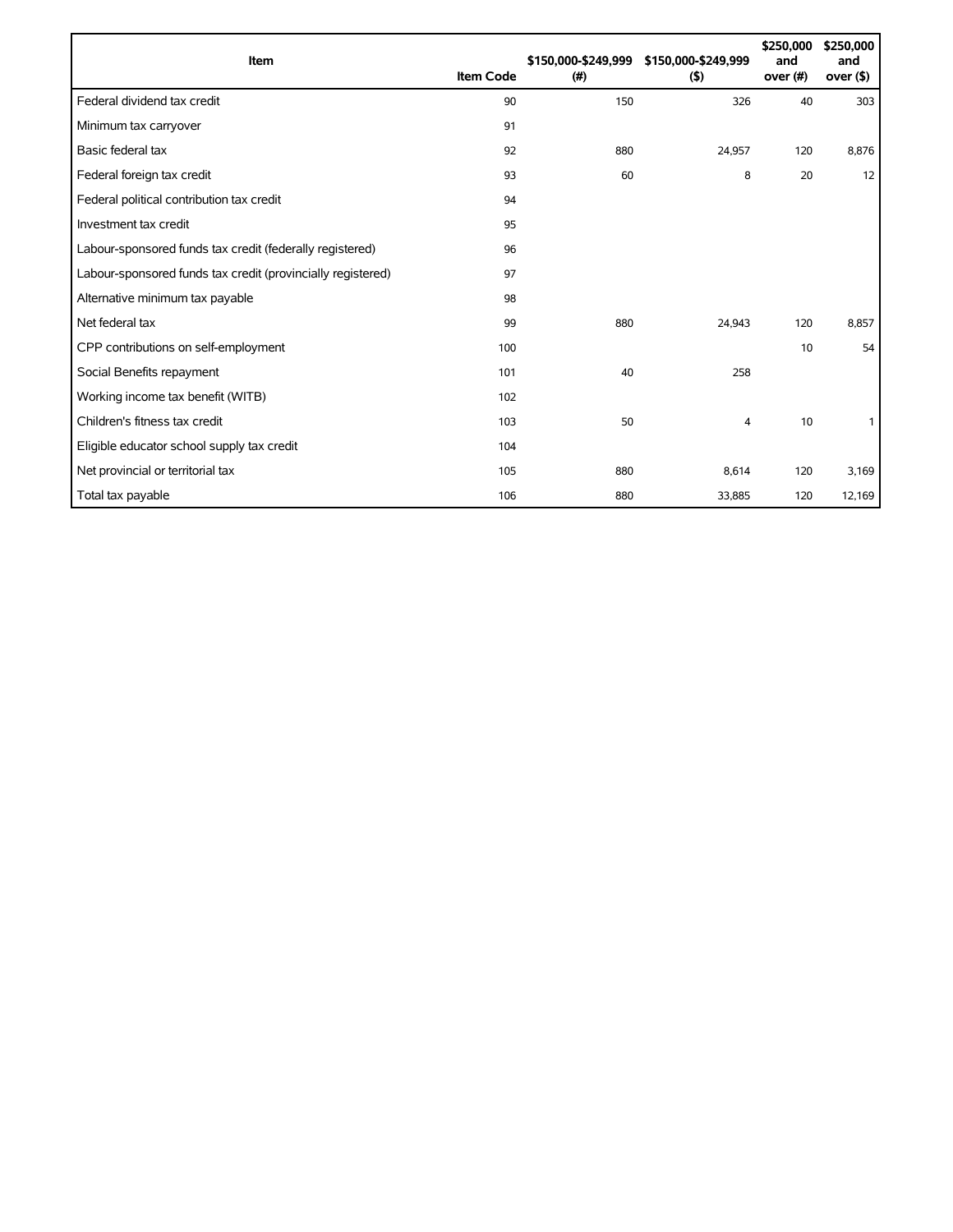| Item | Item Code | $150,000-$249,999 (#) | $150,000-$249,999 ($) | $250,000 and over (#) | $250,000 and over ($) |
|---|---|---|---|---|---|
| Federal dividend tax credit | 90 | 150 | 326 | 40 | 303 |
| Minimum tax carryover | 91 | | | | |
| Basic federal tax | 92 | 880 | 24,957 | 120 | 8,876 |
| Federal foreign tax credit | 93 | 60 | 8 | 20 | 12 |
| Federal political contribution tax credit | 94 | | | | |
| Investment tax credit | 95 | | | | |
| Labour-sponsored funds tax credit (federally registered) | 96 | | | | |
| Labour-sponsored funds tax credit (provincially registered) | 97 | | | | |
| Alternative minimum tax payable | 98 | | | | |
| Net federal tax | 99 | 880 | 24,943 | 120 | 8,857 |
| CPP contributions on self-employment | 100 | | | 10 | 54 |
| Social Benefits repayment | 101 | 40 | 258 | | |
| Working income tax benefit (WITB) | 102 | | | | |
| Children's fitness tax credit | 103 | 50 | 4 | 10 | 1 |
| Eligible educator school supply tax credit | 104 | | | | |
| Net provincial or territorial tax | 105 | 880 | 8,614 | 120 | 3,169 |
| Total tax payable | 106 | 880 | 33,885 | 120 | 12,169 |